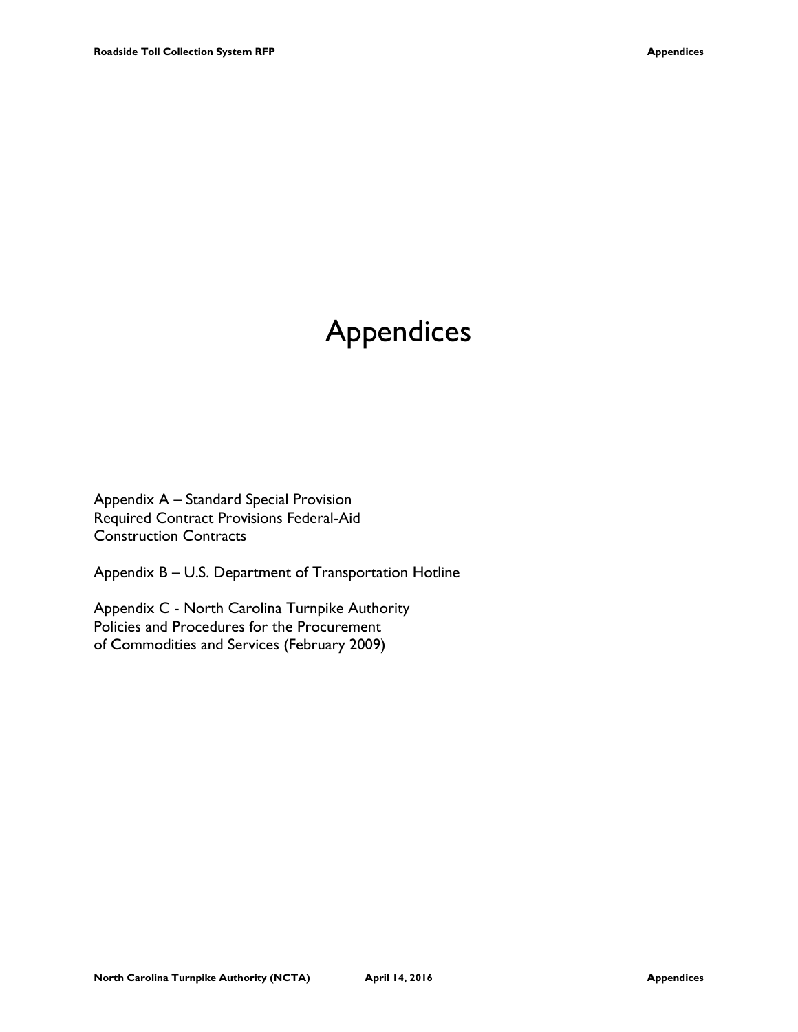# Appendices

Appendix A – Standard Special Provision
Required Contract Provisions Federal-Aid
Construction Contracts

Appendix B – U.S. Department of Transportation Hotline

Appendix C - North Carolina Turnpike Authority
Policies and Procedures for the Procurement
of Commodities and Services (February 2009)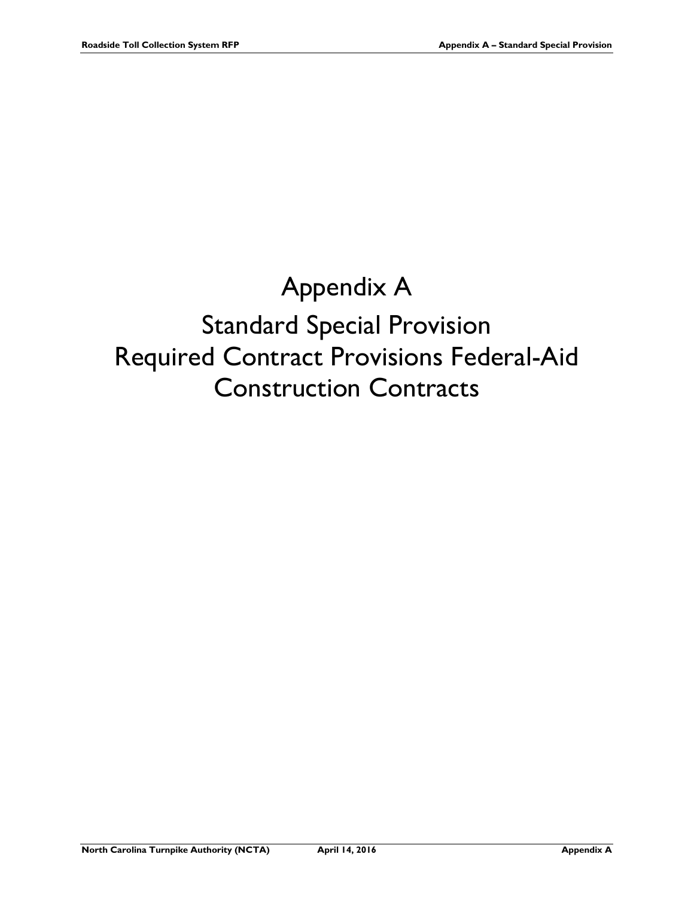# Appendix A

# Standard Special Provision

# Required Contract Provisions Federal-Aid Construction Contracts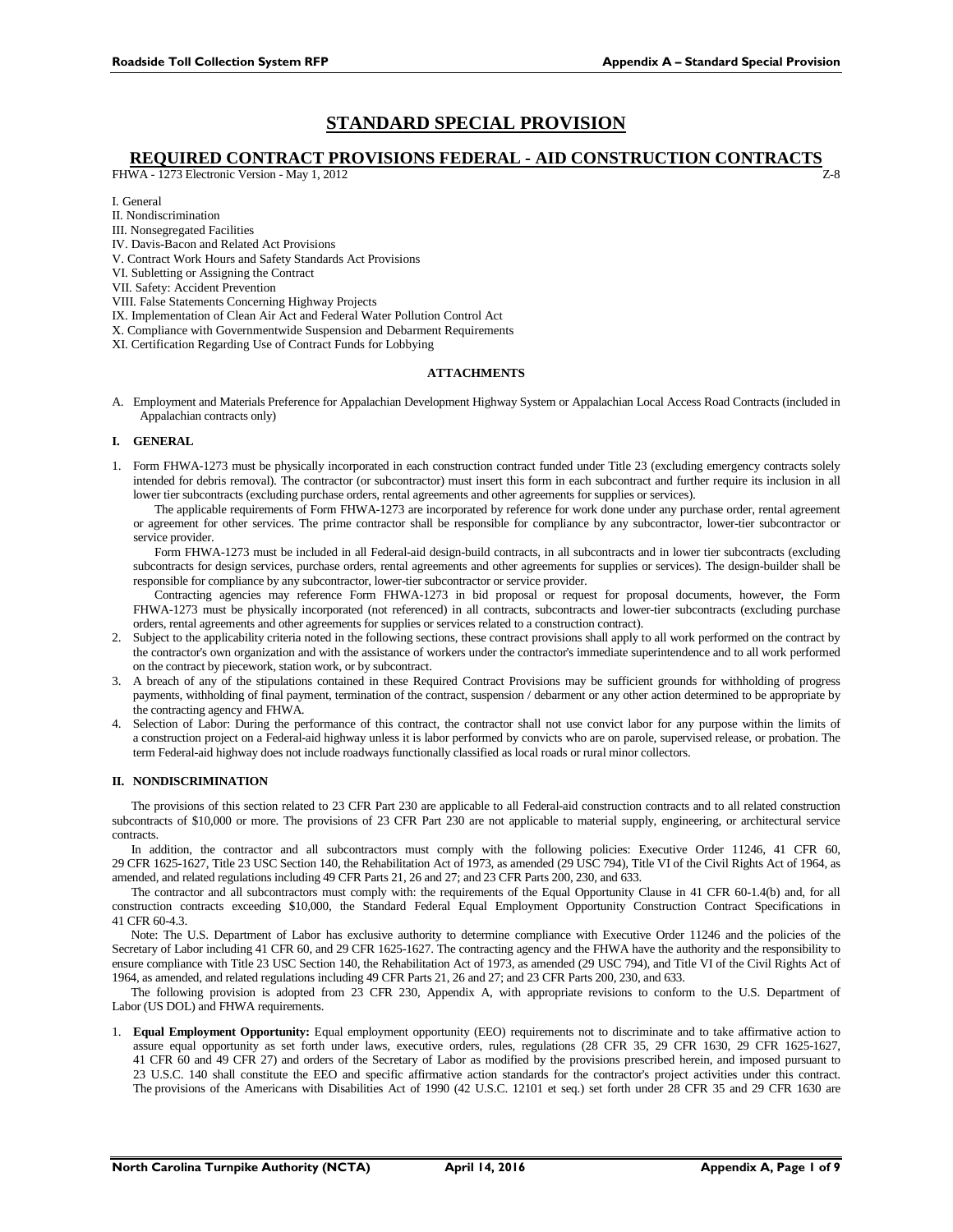# STANDARD SPECIAL PROVISION

## REQUIRED CONTRACT PROVISIONS FEDERAL - AID CONSTRUCTION CONTRACTS

FHWA - 1273 Electronic Version - May 1, 2012 Z-8

I. General
II. Nondiscrimination
III. Nonsegregated Facilities
IV. Davis-Bacon and Related Act Provisions
V. Contract Work Hours and Safety Standards Act Provisions
VI. Subletting or Assigning the Contract
VII. Safety: Accident Prevention
VIII. False Statements Concerning Highway Projects
IX. Implementation of Clean Air Act and Federal Water Pollution Control Act
X. Compliance with Governmentwide Suspension and Debarment Requirements
XI. Certification Regarding Use of Contract Funds for Lobbying

**ATTACHMENTS**

A. Employment and Materials Preference for Appalachian Development Highway System or Appalachian Local Access Road Contracts (included in Appalachian contracts only)

**I. GENERAL**

1. Form FHWA-1273 must be physically incorporated in each construction contract funded under Title 23 (excluding emergency contracts solely intended for debris removal). The contractor (or subcontractor) must insert this form in each subcontract and further require its inclusion in all lower tier subcontracts (excluding purchase orders, rental agreements and other agreements for supplies or services).

   The applicable requirements of Form FHWA-1273 are incorporated by reference for work done under any purchase order, rental agreement or agreement for other services. The prime contractor shall be responsible for compliance by any subcontractor, lower-tier subcontractor or service provider.

   Form FHWA-1273 must be included in all Federal-aid design-build contracts, in all subcontracts and in lower tier subcontracts (excluding subcontracts for design services, purchase orders, rental agreements and other agreements for supplies or services). The design-builder shall be responsible for compliance by any subcontractor, lower-tier subcontractor or service provider.

   Contracting agencies may reference Form FHWA-1273 in bid proposal or request for proposal documents, however, the Form FHWA-1273 must be physically incorporated (not referenced) in all contracts, subcontracts and lower-tier subcontracts (excluding purchase orders, rental agreements and other agreements for supplies or services related to a construction contract).
2. Subject to the applicability criteria noted in the following sections, these contract provisions shall apply to all work performed on the contract by the contractor's own organization and with the assistance of workers under the contractor's immediate superintendence and to all work performed on the contract by piecework, station work, or by subcontract.
3. A breach of any of the stipulations contained in these Required Contract Provisions may be sufficient grounds for withholding of progress payments, withholding of final payment, termination of the contract, suspension / debarment or any other action determined to be appropriate by the contracting agency and FHWA.
4. Selection of Labor: During the performance of this contract, the contractor shall not use convict labor for any purpose within the limits of a construction project on a Federal-aid highway unless it is labor performed by convicts who are on parole, supervised release, or probation. The term Federal-aid highway does not include roadways functionally classified as local roads or rural minor collectors.

**II. NONDISCRIMINATION**

The provisions of this section related to 23 CFR Part 230 are applicable to all Federal-aid construction contracts and to all related construction subcontracts of $10,000 or more. The provisions of 23 CFR Part 230 are not applicable to material supply, engineering, or architectural service contracts.

In addition, the contractor and all subcontractors must comply with the following policies: Executive Order 11246, 41 CFR 60, 29 CFR 1625-1627, Title 23 USC Section 140, the Rehabilitation Act of 1973, as amended (29 USC 794), Title VI of the Civil Rights Act of 1964, as amended, and related regulations including 49 CFR Parts 21, 26 and 27; and 23 CFR Parts 200, 230, and 633.

The contractor and all subcontractors must comply with: the requirements of the Equal Opportunity Clause in 41 CFR 60-1.4(b) and, for all construction contracts exceeding $10,000, the Standard Federal Equal Employment Opportunity Construction Contract Specifications in 41 CFR 60-4.3.

Note: The U.S. Department of Labor has exclusive authority to determine compliance with Executive Order 11246 and the policies of the Secretary of Labor including 41 CFR 60, and 29 CFR 1625-1627. The contracting agency and the FHWA have the authority and the responsibility to ensure compliance with Title 23 USC Section 140, the Rehabilitation Act of 1973, as amended (29 USC 794), and Title VI of the Civil Rights Act of 1964, as amended, and related regulations including 49 CFR Parts 21, 26 and 27; and 23 CFR Parts 200, 230, and 633.

The following provision is adopted from 23 CFR 230, Appendix A, with appropriate revisions to conform to the U.S. Department of Labor (US DOL) and FHWA requirements.

1. **Equal Employment Opportunity:** Equal employment opportunity (EEO) requirements not to discriminate and to take affirmative action to assure equal opportunity as set forth under laws, executive orders, rules, regulations (28 CFR 35, 29 CFR 1630, 29 CFR 1625-1627, 41 CFR 60 and 49 CFR 27) and orders of the Secretary of Labor as modified by the provisions prescribed herein, and imposed pursuant to 23 U.S.C. 140 shall constitute the EEO and specific affirmative action standards for the contractor's project activities under this contract. The provisions of the Americans with Disabilities Act of 1990 (42 U.S.C. 12101 et seq.) set forth under 28 CFR 35 and 29 CFR 1630 are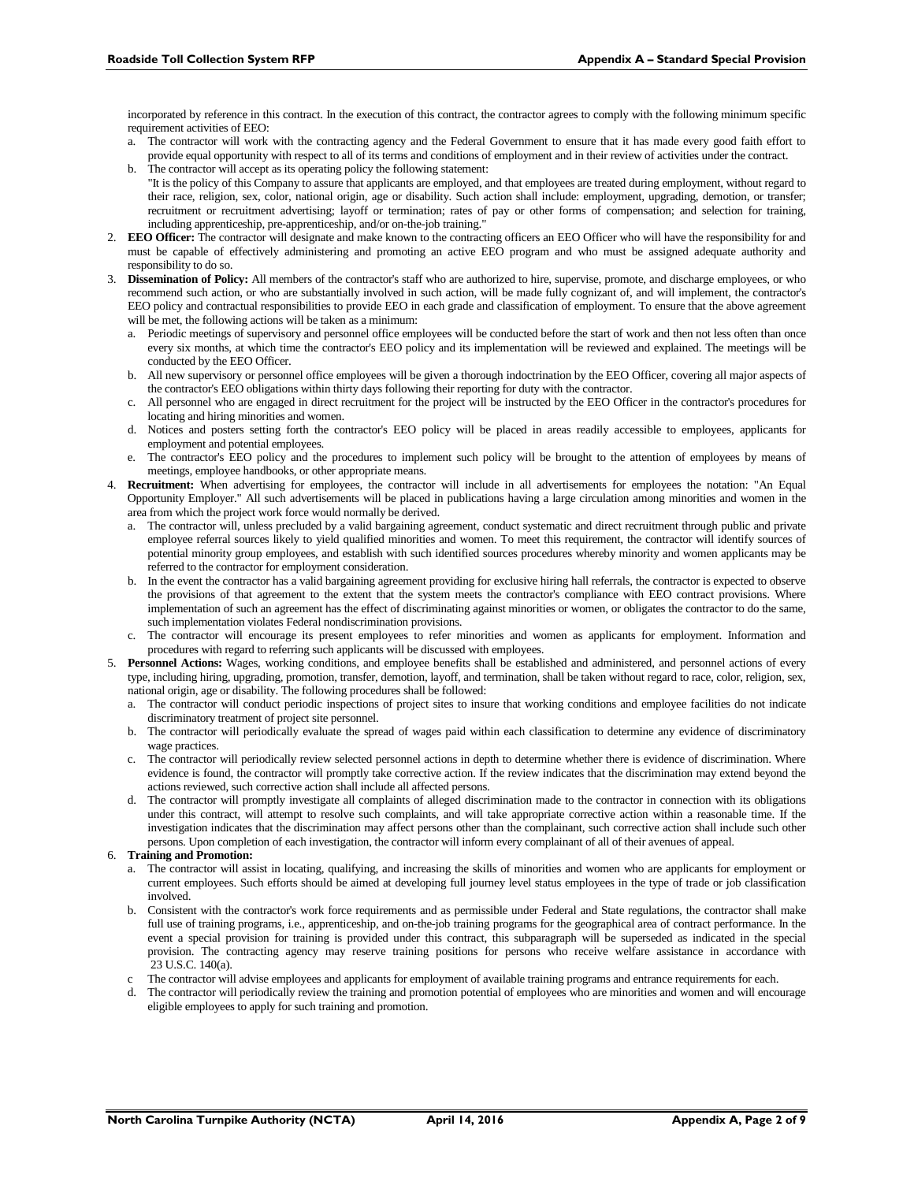incorporated by reference in this contract. In the execution of this contract, the contractor agrees to comply with the following minimum specific requirement activities of EEO:

   a. The contractor will work with the contracting agency and the Federal Government to ensure that it has made every good faith effort to provide equal opportunity with respect to all of its terms and conditions of employment and in their review of activities under the contract.
   b. The contractor will accept as its operating policy the following statement:
      "It is the policy of this Company to assure that applicants are employed, and that employees are treated during employment, without regard to their race, religion, sex, color, national origin, age or disability. Such action shall include: employment, upgrading, demotion, or transfer; recruitment or recruitment advertising; layoff or termination; rates of pay or other forms of compensation; and selection for training, including apprenticeship, pre-apprenticeship, and/or on-the-job training."

2. **EEO Officer:** The contractor will designate and make known to the contracting officers an EEO Officer who will have the responsibility for and must be capable of effectively administering and promoting an active EEO program and who must be assigned adequate authority and responsibility to do so.
3. **Dissemination of Policy:** All members of the contractor's staff who are authorized to hire, supervise, promote, and discharge employees, or who recommend such action, or who are substantially involved in such action, will be made fully cognizant of, and will implement, the contractor's EEO policy and contractual responsibilities to provide EEO in each grade and classification of employment. To ensure that the above agreement will be met, the following actions will be taken as a minimum:
   a. Periodic meetings of supervisory and personnel office employees will be conducted before the start of work and then not less often than once every six months, at which time the contractor's EEO policy and its implementation will be reviewed and explained. The meetings will be conducted by the EEO Officer.
   b. All new supervisory or personnel office employees will be given a thorough indoctrination by the EEO Officer, covering all major aspects of the contractor's EEO obligations within thirty days following their reporting for duty with the contractor.
   c. All personnel who are engaged in direct recruitment for the project will be instructed by the EEO Officer in the contractor's procedures for locating and hiring minorities and women.
   d. Notices and posters setting forth the contractor's EEO policy will be placed in areas readily accessible to employees, applicants for employment and potential employees.
   e. The contractor's EEO policy and the procedures to implement such policy will be brought to the attention of employees by means of meetings, employee handbooks, or other appropriate means.
4. **Recruitment:** When advertising for employees, the contractor will include in all advertisements for employees the notation: "An Equal Opportunity Employer." All such advertisements will be placed in publications having a large circulation among minorities and women in the area from which the project work force would normally be derived.
   a. The contractor will, unless precluded by a valid bargaining agreement, conduct systematic and direct recruitment through public and private employee referral sources likely to yield qualified minorities and women. To meet this requirement, the contractor will identify sources of potential minority group employees, and establish with such identified sources procedures whereby minority and women applicants may be referred to the contractor for employment consideration.
   b. In the event the contractor has a valid bargaining agreement providing for exclusive hiring hall referrals, the contractor is expected to observe the provisions of that agreement to the extent that the system meets the contractor's compliance with EEO contract provisions. Where implementation of such an agreement has the effect of discriminating against minorities or women, or obligates the contractor to do the same, such implementation violates Federal nondiscrimination provisions.
   c. The contractor will encourage its present employees to refer minorities and women as applicants for employment. Information and procedures with regard to referring such applicants will be discussed with employees.
5. **Personnel Actions:** Wages, working conditions, and employee benefits shall be established and administered, and personnel actions of every type, including hiring, upgrading, promotion, transfer, demotion, layoff, and termination, shall be taken without regard to race, color, religion, sex, national origin, age or disability. The following procedures shall be followed:
   a. The contractor will conduct periodic inspections of project sites to insure that working conditions and employee facilities do not indicate discriminatory treatment of project site personnel.
   b. The contractor will periodically evaluate the spread of wages paid within each classification to determine any evidence of discriminatory wage practices.
   c. The contractor will periodically review selected personnel actions in depth to determine whether there is evidence of discrimination. Where evidence is found, the contractor will promptly take corrective action. If the review indicates that the discrimination may extend beyond the actions reviewed, such corrective action shall include all affected persons.
   d. The contractor will promptly investigate all complaints of alleged discrimination made to the contractor in connection with its obligations under this contract, will attempt to resolve such complaints, and will take appropriate corrective action within a reasonable time. If the investigation indicates that the discrimination may affect persons other than the complainant, such corrective action shall include such other persons. Upon completion of each investigation, the contractor will inform every complainant of all of their avenues of appeal.
6. **Training and Promotion:**
   a. The contractor will assist in locating, qualifying, and increasing the skills of minorities and women who are applicants for employment or current employees. Such efforts should be aimed at developing full journey level status employees in the type of trade or job classification involved.
   b. Consistent with the contractor's work force requirements and as permissible under Federal and State regulations, the contractor shall make full use of training programs, i.e., apprenticeship, and on-the-job training programs for the geographical area of contract performance. In the event a special provision for training is provided under this contract, this subparagraph will be superseded as indicated in the special provision. The contracting agency may reserve training positions for persons who receive welfare assistance in accordance with 23 U.S.C. 140(a).
   c The contractor will advise employees and applicants for employment of available training programs and entrance requirements for each.
   d. The contractor will periodically review the training and promotion potential of employees who are minorities and women and will encourage eligible employees to apply for such training and promotion.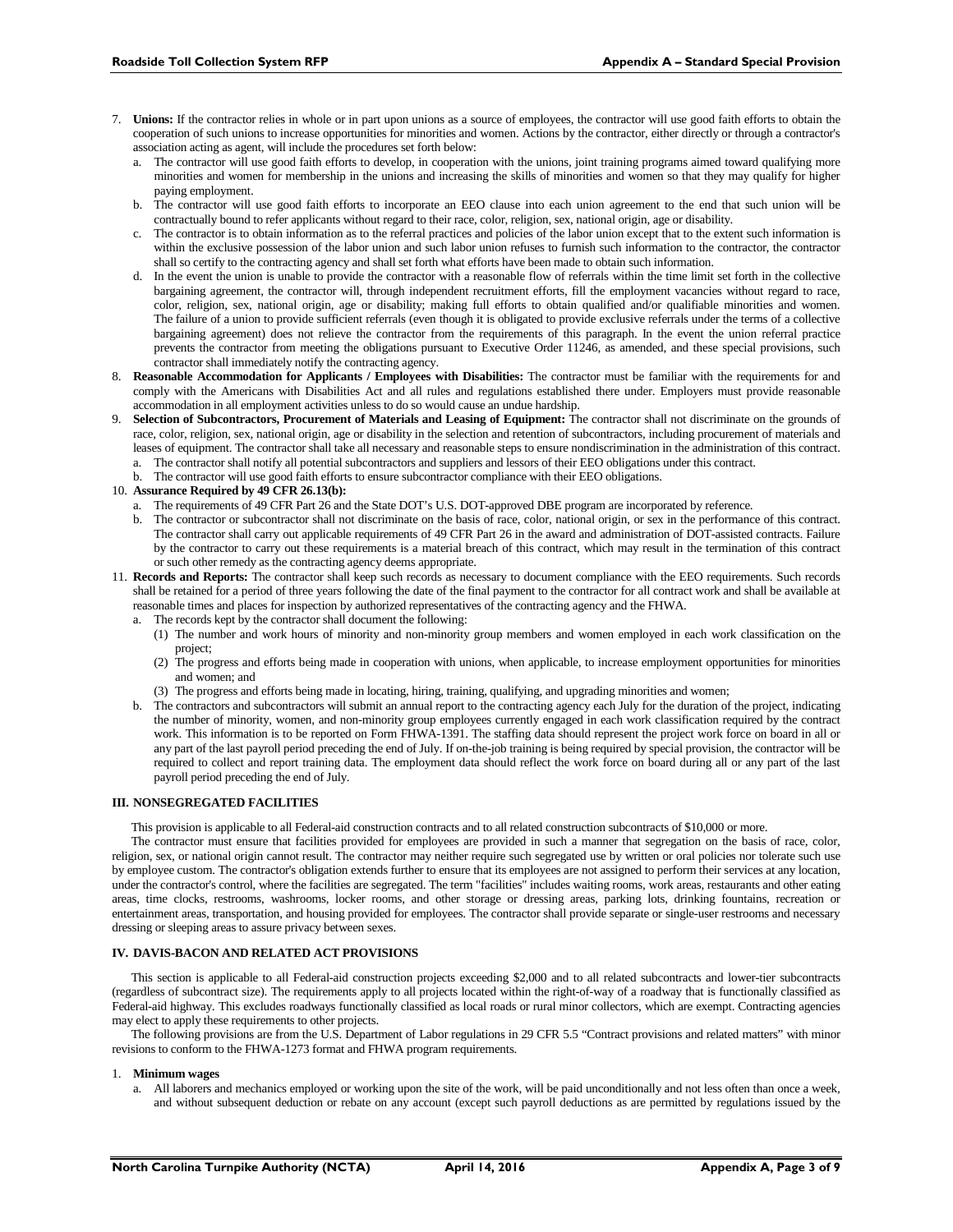7. **Unions:** If the contractor relies in whole or in part upon unions as a source of employees, the contractor will use good faith efforts to obtain the cooperation of such unions to increase opportunities for minorities and women. Actions by the contractor, either directly or through a contractor's association acting as agent, will include the procedures set forth below:
   a. The contractor will use good faith efforts to develop, in cooperation with the unions, joint training programs aimed toward qualifying more minorities and women for membership in the unions and increasing the skills of minorities and women so that they may qualify for higher paying employment.
   b. The contractor will use good faith efforts to incorporate an EEO clause into each union agreement to the end that such union will be contractually bound to refer applicants without regard to their race, color, religion, sex, national origin, age or disability.
   c. The contractor is to obtain information as to the referral practices and policies of the labor union except that to the extent such information is within the exclusive possession of the labor union and such labor union refuses to furnish such information to the contractor, the contractor shall so certify to the contracting agency and shall set forth what efforts have been made to obtain such information.
   d. In the event the union is unable to provide the contractor with a reasonable flow of referrals within the time limit set forth in the collective bargaining agreement, the contractor will, through independent recruitment efforts, fill the employment vacancies without regard to race, color, religion, sex, national origin, age or disability; making full efforts to obtain qualified and/or qualifiable minorities and women. The failure of a union to provide sufficient referrals (even though it is obligated to provide exclusive referrals under the terms of a collective bargaining agreement) does not relieve the contractor from the requirements of this paragraph. In the event the union referral practice prevents the contractor from meeting the obligations pursuant to Executive Order 11246, as amended, and these special provisions, such contractor shall immediately notify the contracting agency.
8. **Reasonable Accommodation for Applicants / Employees with Disabilities:** The contractor must be familiar with the requirements for and comply with the Americans with Disabilities Act and all rules and regulations established there under. Employers must provide reasonable accommodation in all employment activities unless to do so would cause an undue hardship.
9. **Selection of Subcontractors, Procurement of Materials and Leasing of Equipment:** The contractor shall not discriminate on the grounds of race, color, religion, sex, national origin, age or disability in the selection and retention of subcontractors, including procurement of materials and leases of equipment. The contractor shall take all necessary and reasonable steps to ensure nondiscrimination in the administration of this contract.
   a. The contractor shall notify all potential subcontractors and suppliers and lessors of their EEO obligations under this contract.
   b. The contractor will use good faith efforts to ensure subcontractor compliance with their EEO obligations.
10. **Assurance Required by 49 CFR 26.13(b):**
    a. The requirements of 49 CFR Part 26 and the State DOT's U.S. DOT-approved DBE program are incorporated by reference.
    b. The contractor or subcontractor shall not discriminate on the basis of race, color, national origin, or sex in the performance of this contract. The contractor shall carry out applicable requirements of 49 CFR Part 26 in the award and administration of DOT-assisted contracts. Failure by the contractor to carry out these requirements is a material breach of this contract, which may result in the termination of this contract or such other remedy as the contracting agency deems appropriate.
11. **Records and Reports:** The contractor shall keep such records as necessary to document compliance with the EEO requirements. Such records shall be retained for a period of three years following the date of the final payment to the contractor for all contract work and shall be available at reasonable times and places for inspection by authorized representatives of the contracting agency and the FHWA.
    a. The records kept by the contractor shall document the following:
       (1) The number and work hours of minority and non-minority group members and women employed in each work classification on the project;
       (2) The progress and efforts being made in cooperation with unions, when applicable, to increase employment opportunities for minorities and women; and
       (3) The progress and efforts being made in locating, hiring, training, qualifying, and upgrading minorities and women;
    b. The contractors and subcontractors will submit an annual report to the contracting agency each July for the duration of the project, indicating the number of minority, women, and non-minority group employees currently engaged in each work classification required by the contract work. This information is to be reported on Form FHWA-1391. The staffing data should represent the project work force on board in all or any part of the last payroll period preceding the end of July. If on-the-job training is being required by special provision, the contractor will be required to collect and report training data. The employment data should reflect the work force on board during all or any part of the last payroll period preceding the end of July.

### III. NONSEGREGATED FACILITIES

This provision is applicable to all Federal-aid construction contracts and to all related construction subcontracts of $10,000 or more.

The contractor must ensure that facilities provided for employees are provided in such a manner that segregation on the basis of race, color, religion, sex, or national origin cannot result. The contractor may neither require such segregated use by written or oral policies nor tolerate such use by employee custom. The contractor's obligation extends further to ensure that its employees are not assigned to perform their services at any location, under the contractor's control, where the facilities are segregated. The term "facilities" includes waiting rooms, work areas, restaurants and other eating areas, time clocks, restrooms, washrooms, locker rooms, and other storage or dressing areas, parking lots, drinking fountains, recreation or entertainment areas, transportation, and housing provided for employees. The contractor shall provide separate or single-user restrooms and necessary dressing or sleeping areas to assure privacy between sexes.

### IV. DAVIS-BACON AND RELATED ACT PROVISIONS

This section is applicable to all Federal-aid construction projects exceeding $2,000 and to all related subcontracts and lower-tier subcontracts (regardless of subcontract size). The requirements apply to all projects located within the right-of-way of a roadway that is functionally classified as Federal-aid highway. This excludes roadways functionally classified as local roads or rural minor collectors, which are exempt. Contracting agencies may elect to apply these requirements to other projects.

The following provisions are from the U.S. Department of Labor regulations in 29 CFR 5.5 "Contract provisions and related matters" with minor revisions to conform to the FHWA-1273 format and FHWA program requirements.

1. **Minimum wages**
   a. All laborers and mechanics employed or working upon the site of the work, will be paid unconditionally and not less often than once a week, and without subsequent deduction or rebate on any account (except such payroll deductions as are permitted by regulations issued by the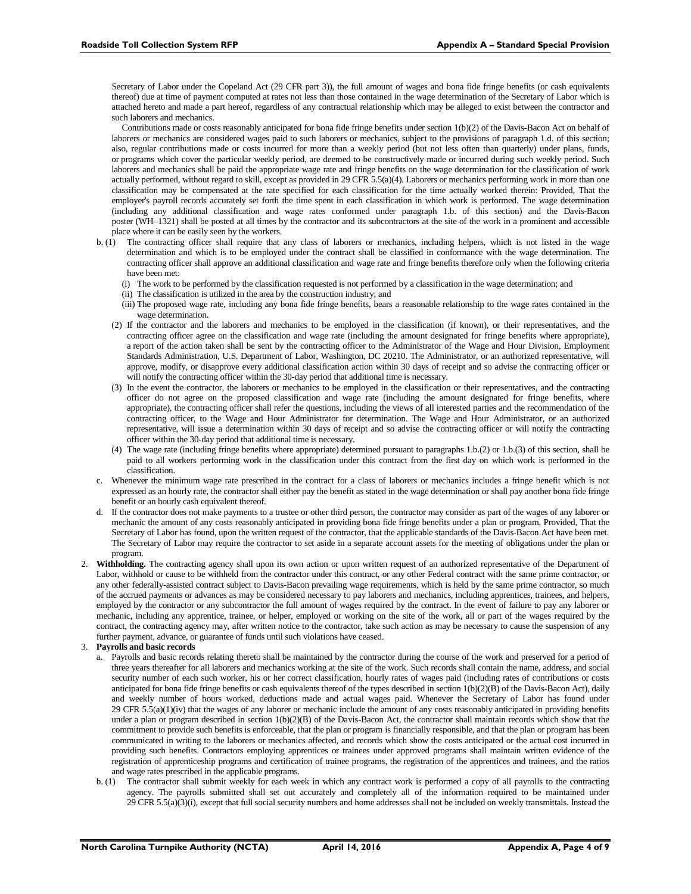Secretary of Labor under the Copeland Act (29 CFR part 3)), the full amount of wages and bona fide fringe benefits (or cash equivalents thereof) due at time of payment computed at rates not less than those contained in the wage determination of the Secretary of Labor which is attached hereto and made a part hereof, regardless of any contractual relationship which may be alleged to exist between the contractor and such laborers and mechanics.

Contributions made or costs reasonably anticipated for bona fide fringe benefits under section 1(b)(2) of the Davis-Bacon Act on behalf of laborers or mechanics are considered wages paid to such laborers or mechanics, subject to the provisions of paragraph 1.d. of this section; also, regular contributions made or costs incurred for more than a weekly period (but not less often than quarterly) under plans, funds, or programs which cover the particular weekly period, are deemed to be constructively made or incurred during such weekly period. Such laborers and mechanics shall be paid the appropriate wage rate and fringe benefits on the wage determination for the classification of work actually performed, without regard to skill, except as provided in 29 CFR 5.5(a)(4). Laborers or mechanics performing work in more than one classification may be compensated at the rate specified for each classification for the time actually worked therein: Provided, That the employer's payroll records accurately set forth the time spent in each classification in which work is performed. The wage determination (including any additional classification and wage rates conformed under paragraph 1.b. of this section) and the Davis-Bacon poster (WH–1321) shall be posted at all times by the contractor and its subcontractors at the site of the work in a prominent and accessible place where it can be easily seen by the workers.

b. (1) The contracting officer shall require that any class of laborers or mechanics, including helpers, which is not listed in the wage determination and which is to be employed under the contract shall be classified in conformance with the wage determination. The contracting officer shall approve an additional classification and wage rate and fringe benefits therefore only when the following criteria have been met:

   (i) The work to be performed by the classification requested is not performed by a classification in the wage determination; and

   (ii) The classification is utilized in the area by the construction industry; and

   (iii) The proposed wage rate, including any bona fide fringe benefits, bears a reasonable relationship to the wage rates contained in the wage determination.

(2) If the contractor and the laborers and mechanics to be employed in the classification (if known), or their representatives, and the contracting officer agree on the classification and wage rate (including the amount designated for fringe benefits where appropriate), a report of the action taken shall be sent by the contracting officer to the Administrator of the Wage and Hour Division, Employment Standards Administration, U.S. Department of Labor, Washington, DC 20210. The Administrator, or an authorized representative, will approve, modify, or disapprove every additional classification action within 30 days of receipt and so advise the contracting officer or will notify the contracting officer within the 30-day period that additional time is necessary.

(3) In the event the contractor, the laborers or mechanics to be employed in the classification or their representatives, and the contracting officer do not agree on the proposed classification and wage rate (including the amount designated for fringe benefits, where appropriate), the contracting officer shall refer the questions, including the views of all interested parties and the recommendation of the contracting officer, to the Wage and Hour Administrator for determination. The Wage and Hour Administrator, or an authorized representative, will issue a determination within 30 days of receipt and so advise the contracting officer or will notify the contracting officer within the 30-day period that additional time is necessary.

(4) The wage rate (including fringe benefits where appropriate) determined pursuant to paragraphs 1.b.(2) or 1.b.(3) of this section, shall be paid to all workers performing work in the classification under this contract from the first day on which work is performed in the classification.

c. Whenever the minimum wage rate prescribed in the contract for a class of laborers or mechanics includes a fringe benefit which is not expressed as an hourly rate, the contractor shall either pay the benefit as stated in the wage determination or shall pay another bona fide fringe benefit or an hourly cash equivalent thereof.

d. If the contractor does not make payments to a trustee or other third person, the contractor may consider as part of the wages of any laborer or mechanic the amount of any costs reasonably anticipated in providing bona fide fringe benefits under a plan or program, Provided, That the Secretary of Labor has found, upon the written request of the contractor, that the applicable standards of the Davis-Bacon Act have been met. The Secretary of Labor may require the contractor to set aside in a separate account assets for the meeting of obligations under the plan or program.

2. **Withholding.** The contracting agency shall upon its own action or upon written request of an authorized representative of the Department of Labor, withhold or cause to be withheld from the contractor under this contract, or any other Federal contract with the same prime contractor, or any other federally-assisted contract subject to Davis-Bacon prevailing wage requirements, which is held by the same prime contractor, so much of the accrued payments or advances as may be considered necessary to pay laborers and mechanics, including apprentices, trainees, and helpers, employed by the contractor or any subcontractor the full amount of wages required by the contract. In the event of failure to pay any laborer or mechanic, including any apprentice, trainee, or helper, employed or working on the site of the work, all or part of the wages required by the contract, the contracting agency may, after written notice to the contractor, take such action as may be necessary to cause the suspension of any further payment, advance, or guarantee of funds until such violations have ceased.

3. **Payrolls and basic records**

a. Payrolls and basic records relating thereto shall be maintained by the contractor during the course of the work and preserved for a period of three years thereafter for all laborers and mechanics working at the site of the work. Such records shall contain the name, address, and social security number of each such worker, his or her correct classification, hourly rates of wages paid (including rates of contributions or costs anticipated for bona fide fringe benefits or cash equivalents thereof of the types described in section 1(b)(2)(B) of the Davis-Bacon Act), daily and weekly number of hours worked, deductions made and actual wages paid. Whenever the Secretary of Labor has found under 29 CFR 5.5(a)(1)(iv) that the wages of any laborer or mechanic include the amount of any costs reasonably anticipated in providing benefits under a plan or program described in section 1(b)(2)(B) of the Davis-Bacon Act, the contractor shall maintain records which show that the commitment to provide such benefits is enforceable, that the plan or program is financially responsible, and that the plan or program has been communicated in writing to the laborers or mechanics affected, and records which show the costs anticipated or the actual cost incurred in providing such benefits. Contractors employing apprentices or trainees under approved programs shall maintain written evidence of the registration of apprenticeship programs and certification of trainee programs, the registration of the apprentices and trainees, and the ratios and wage rates prescribed in the applicable programs.

b. (1) The contractor shall submit weekly for each week in which any contract work is performed a copy of all payrolls to the contracting agency. The payrolls submitted shall set out accurately and completely all of the information required to be maintained under 29 CFR 5.5(a)(3)(i), except that full social security numbers and home addresses shall not be included on weekly transmittals. Instead the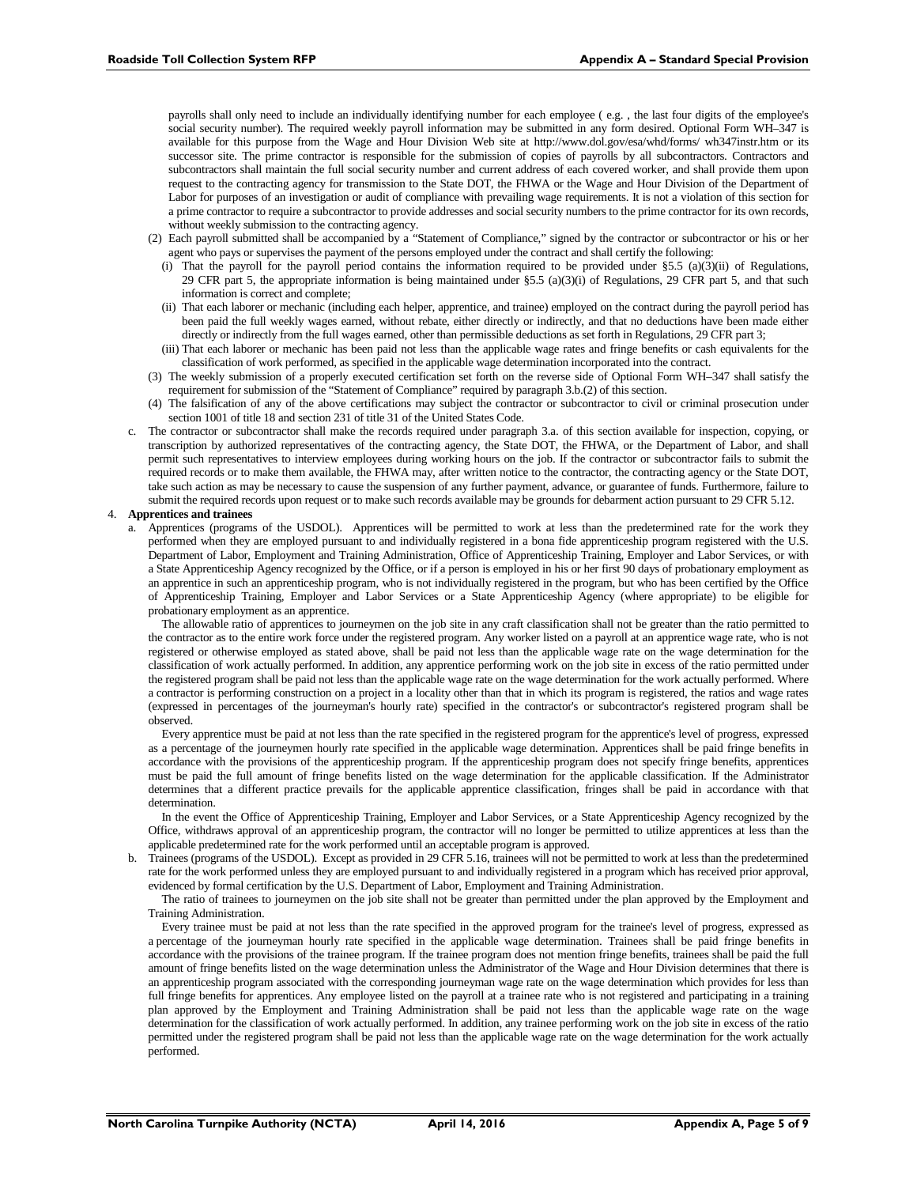payrolls shall only need to include an individually identifying number for each employee ( e.g. , the last four digits of the employee's social security number). The required weekly payroll information may be submitted in any form desired. Optional Form WH–347 is available for this purpose from the Wage and Hour Division Web site at http://www.dol.gov/esa/whd/forms/ wh347instr.htm or its successor site. The prime contractor is responsible for the submission of copies of payrolls by all subcontractors. Contractors and subcontractors shall maintain the full social security number and current address of each covered worker, and shall provide them upon request to the contracting agency for transmission to the State DOT, the FHWA or the Wage and Hour Division of the Department of Labor for purposes of an investigation or audit of compliance with prevailing wage requirements. It is not a violation of this section for a prime contractor to require a subcontractor to provide addresses and social security numbers to the prime contractor for its own records, without weekly submission to the contracting agency.

(2) Each payroll submitted shall be accompanied by a "Statement of Compliance," signed by the contractor or subcontractor or his or her agent who pays or supervises the payment of the persons employed under the contract and shall certify the following:

  (i) That the payroll for the payroll period contains the information required to be provided under §5.5 (a)(3)(ii) of Regulations, 29 CFR part 5, the appropriate information is being maintained under §5.5 (a)(3)(i) of Regulations, 29 CFR part 5, and that such information is correct and complete;

  (ii) That each laborer or mechanic (including each helper, apprentice, and trainee) employed on the contract during the payroll period has been paid the full weekly wages earned, without rebate, either directly or indirectly, and that no deductions have been made either directly or indirectly from the full wages earned, other than permissible deductions as set forth in Regulations, 29 CFR part 3;

  (iii) That each laborer or mechanic has been paid not less than the applicable wage rates and fringe benefits or cash equivalents for the classification of work performed, as specified in the applicable wage determination incorporated into the contract.

(3) The weekly submission of a properly executed certification set forth on the reverse side of Optional Form WH–347 shall satisfy the requirement for submission of the "Statement of Compliance" required by paragraph 3.b.(2) of this section.

(4) The falsification of any of the above certifications may subject the contractor or subcontractor to civil or criminal prosecution under section 1001 of title 18 and section 231 of title 31 of the United States Code.

c. The contractor or subcontractor shall make the records required under paragraph 3.a. of this section available for inspection, copying, or transcription by authorized representatives of the contracting agency, the State DOT, the FHWA, or the Department of Labor, and shall permit such representatives to interview employees during working hours on the job. If the contractor or subcontractor fails to submit the required records or to make them available, the FHWA may, after written notice to the contractor, the contracting agency or the State DOT, take such action as may be necessary to cause the suspension of any further payment, advance, or guarantee of funds. Furthermore, failure to submit the required records upon request or to make such records available may be grounds for debarment action pursuant to 29 CFR 5.12.

4. **Apprentices and trainees**

a. Apprentices (programs of the USDOL). Apprentices will be permitted to work at less than the predetermined rate for the work they performed when they are employed pursuant to and individually registered in a bona fide apprenticeship program registered with the U.S. Department of Labor, Employment and Training Administration, Office of Apprenticeship Training, Employer and Labor Services, or with a State Apprenticeship Agency recognized by the Office, or if a person is employed in his or her first 90 days of probationary employment as an apprentice in such an apprenticeship program, who is not individually registered in the program, but who has been certified by the Office of Apprenticeship Training, Employer and Labor Services or a State Apprenticeship Agency (where appropriate) to be eligible for probationary employment as an apprentice.

The allowable ratio of apprentices to journeymen on the job site in any craft classification shall not be greater than the ratio permitted to the contractor as to the entire work force under the registered program. Any worker listed on a payroll at an apprentice wage rate, who is not registered or otherwise employed as stated above, shall be paid not less than the applicable wage rate on the wage determination for the classification of work actually performed. In addition, any apprentice performing work on the job site in excess of the ratio permitted under the registered program shall be paid not less than the applicable wage rate on the wage determination for the work actually performed. Where a contractor is performing construction on a project in a locality other than that in which its program is registered, the ratios and wage rates (expressed in percentages of the journeyman's hourly rate) specified in the contractor's or subcontractor's registered program shall be observed.

Every apprentice must be paid at not less than the rate specified in the registered program for the apprentice's level of progress, expressed as a percentage of the journeymen hourly rate specified in the applicable wage determination. Apprentices shall be paid fringe benefits in accordance with the provisions of the apprenticeship program. If the apprenticeship program does not specify fringe benefits, apprentices must be paid the full amount of fringe benefits listed on the wage determination for the applicable classification. If the Administrator determines that a different practice prevails for the applicable apprentice classification, fringes shall be paid in accordance with that determination.

In the event the Office of Apprenticeship Training, Employer and Labor Services, or a State Apprenticeship Agency recognized by the Office, withdraws approval of an apprenticeship program, the contractor will no longer be permitted to utilize apprentices at less than the applicable predetermined rate for the work performed until an acceptable program is approved.

b. Trainees (programs of the USDOL). Except as provided in 29 CFR 5.16, trainees will not be permitted to work at less than the predetermined rate for the work performed unless they are employed pursuant to and individually registered in a program which has received prior approval, evidenced by formal certification by the U.S. Department of Labor, Employment and Training Administration.

The ratio of trainees to journeymen on the job site shall not be greater than permitted under the plan approved by the Employment and Training Administration.

Every trainee must be paid at not less than the rate specified in the approved program for the trainee's level of progress, expressed as a percentage of the journeyman hourly rate specified in the applicable wage determination. Trainees shall be paid fringe benefits in accordance with the provisions of the trainee program. If the trainee program does not mention fringe benefits, trainees shall be paid the full amount of fringe benefits listed on the wage determination unless the Administrator of the Wage and Hour Division determines that there is an apprenticeship program associated with the corresponding journeyman wage rate on the wage determination which provides for less than full fringe benefits for apprentices. Any employee listed on the payroll at a trainee rate who is not registered and participating in a training plan approved by the Employment and Training Administration shall be paid not less than the applicable wage rate on the wage determination for the classification of work actually performed. In addition, any trainee performing work on the job site in excess of the ratio permitted under the registered program shall be paid not less than the applicable wage rate on the wage determination for the work actually performed.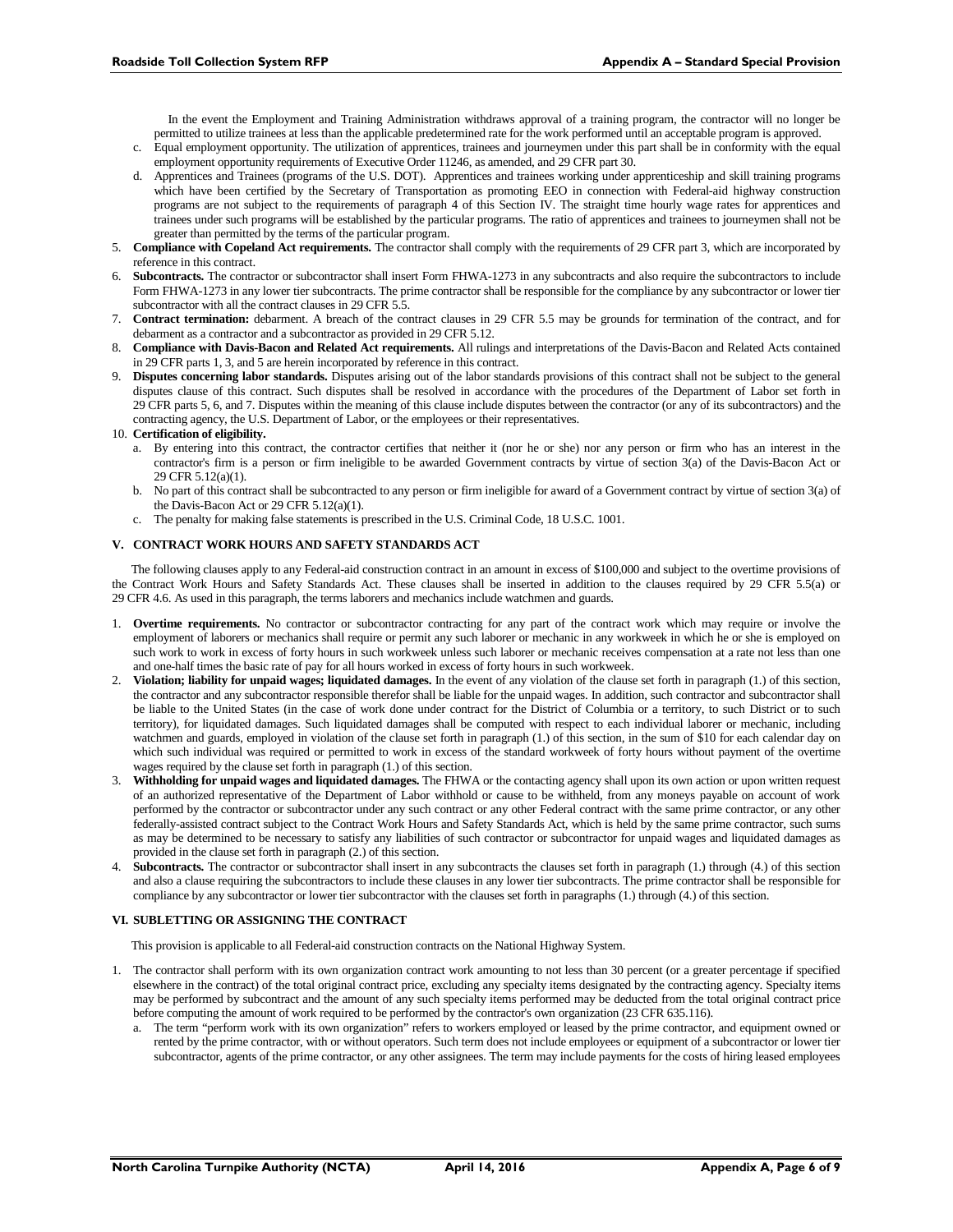In the event the Employment and Training Administration withdraws approval of a training program, the contractor will no longer be permitted to utilize trainees at less than the applicable predetermined rate for the work performed until an acceptable program is approved.

c. Equal employment opportunity. The utilization of apprentices, trainees and journeymen under this part shall be in conformity with the equal employment opportunity requirements of Executive Order 11246, as amended, and 29 CFR part 30.

d. Apprentices and Trainees (programs of the U.S. DOT). Apprentices and trainees working under apprenticeship and skill training programs which have been certified by the Secretary of Transportation as promoting EEO in connection with Federal-aid highway construction programs are not subject to the requirements of paragraph 4 of this Section IV. The straight time hourly wage rates for apprentices and trainees under such programs will be established by the particular programs. The ratio of apprentices and trainees to journeymen shall not be greater than permitted by the terms of the particular program.

5. **Compliance with Copeland Act requirements.** The contractor shall comply with the requirements of 29 CFR part 3, which are incorporated by reference in this contract.
6. **Subcontracts.** The contractor or subcontractor shall insert Form FHWA-1273 in any subcontracts and also require the subcontractors to include Form FHWA-1273 in any lower tier subcontracts. The prime contractor shall be responsible for the compliance by any subcontractor or lower tier subcontractor with all the contract clauses in 29 CFR 5.5.
7. **Contract termination:** debarment. A breach of the contract clauses in 29 CFR 5.5 may be grounds for termination of the contract, and for debarment as a contractor and a subcontractor as provided in 29 CFR 5.12.
8. **Compliance with Davis-Bacon and Related Act requirements.** All rulings and interpretations of the Davis-Bacon and Related Acts contained in 29 CFR parts 1, 3, and 5 are herein incorporated by reference in this contract.
9. **Disputes concerning labor standards.** Disputes arising out of the labor standards provisions of this contract shall not be subject to the general disputes clause of this contract. Such disputes shall be resolved in accordance with the procedures of the Department of Labor set forth in 29 CFR parts 5, 6, and 7. Disputes within the meaning of this clause include disputes between the contractor (or any of its subcontractors) and the contracting agency, the U.S. Department of Labor, or the employees or their representatives.
10. **Certification of eligibility.**
    a. By entering into this contract, the contractor certifies that neither it (nor he or she) nor any person or firm who has an interest in the contractor's firm is a person or firm ineligible to be awarded Government contracts by virtue of section 3(a) of the Davis-Bacon Act or 29 CFR 5.12(a)(1).
    b. No part of this contract shall be subcontracted to any person or firm ineligible for award of a Government contract by virtue of section 3(a) of the Davis-Bacon Act or 29 CFR 5.12(a)(1).
    c. The penalty for making false statements is prescribed in the U.S. Criminal Code, 18 U.S.C. 1001.

### V. CONTRACT WORK HOURS AND SAFETY STANDARDS ACT

The following clauses apply to any Federal-aid construction contract in an amount in excess of $100,000 and subject to the overtime provisions of the Contract Work Hours and Safety Standards Act. These clauses shall be inserted in addition to the clauses required by 29 CFR 5.5(a) or 29 CFR 4.6. As used in this paragraph, the terms laborers and mechanics include watchmen and guards.

1. **Overtime requirements.** No contractor or subcontractor contracting for any part of the contract work which may require or involve the employment of laborers or mechanics shall require or permit any such laborer or mechanic in any workweek in which he or she is employed on such work to work in excess of forty hours in such workweek unless such laborer or mechanic receives compensation at a rate not less than one and one-half times the basic rate of pay for all hours worked in excess of forty hours in such workweek.
2. **Violation; liability for unpaid wages; liquidated damages.** In the event of any violation of the clause set forth in paragraph (1.) of this section, the contractor and any subcontractor responsible therefor shall be liable for the unpaid wages. In addition, such contractor and subcontractor shall be liable to the United States (in the case of work done under contract for the District of Columbia or a territory, to such District or to such territory), for liquidated damages. Such liquidated damages shall be computed with respect to each individual laborer or mechanic, including watchmen and guards, employed in violation of the clause set forth in paragraph (1.) of this section, in the sum of $10 for each calendar day on which such individual was required or permitted to work in excess of the standard workweek of forty hours without payment of the overtime wages required by the clause set forth in paragraph (1.) of this section.
3. **Withholding for unpaid wages and liquidated damages.** The FHWA or the contacting agency shall upon its own action or upon written request of an authorized representative of the Department of Labor withhold or cause to be withheld, from any moneys payable on account of work performed by the contractor or subcontractor under any such contract or any other Federal contract with the same prime contractor, or any other federally-assisted contract subject to the Contract Work Hours and Safety Standards Act, which is held by the same prime contractor, such sums as may be determined to be necessary to satisfy any liabilities of such contractor or subcontractor for unpaid wages and liquidated damages as provided in the clause set forth in paragraph (2.) of this section.
4. **Subcontracts.** The contractor or subcontractor shall insert in any subcontracts the clauses set forth in paragraph (1.) through (4.) of this section and also a clause requiring the subcontractors to include these clauses in any lower tier subcontracts. The prime contractor shall be responsible for compliance by any subcontractor or lower tier subcontractor with the clauses set forth in paragraphs (1.) through (4.) of this section.

### VI. SUBLETTING OR ASSIGNING THE CONTRACT

This provision is applicable to all Federal-aid construction contracts on the National Highway System.

1. The contractor shall perform with its own organization contract work amounting to not less than 30 percent (or a greater percentage if specified elsewhere in the contract) of the total original contract price, excluding any specialty items designated by the contracting agency. Specialty items may be performed by subcontract and the amount of any such specialty items performed may be deducted from the total original contract price before computing the amount of work required to be performed by the contractor's own organization (23 CFR 635.116).
    a. The term "perform work with its own organization" refers to workers employed or leased by the prime contractor, and equipment owned or rented by the prime contractor, with or without operators. Such term does not include employees or equipment of a subcontractor or lower tier subcontractor, agents of the prime contractor, or any other assignees. The term may include payments for the costs of hiring leased employees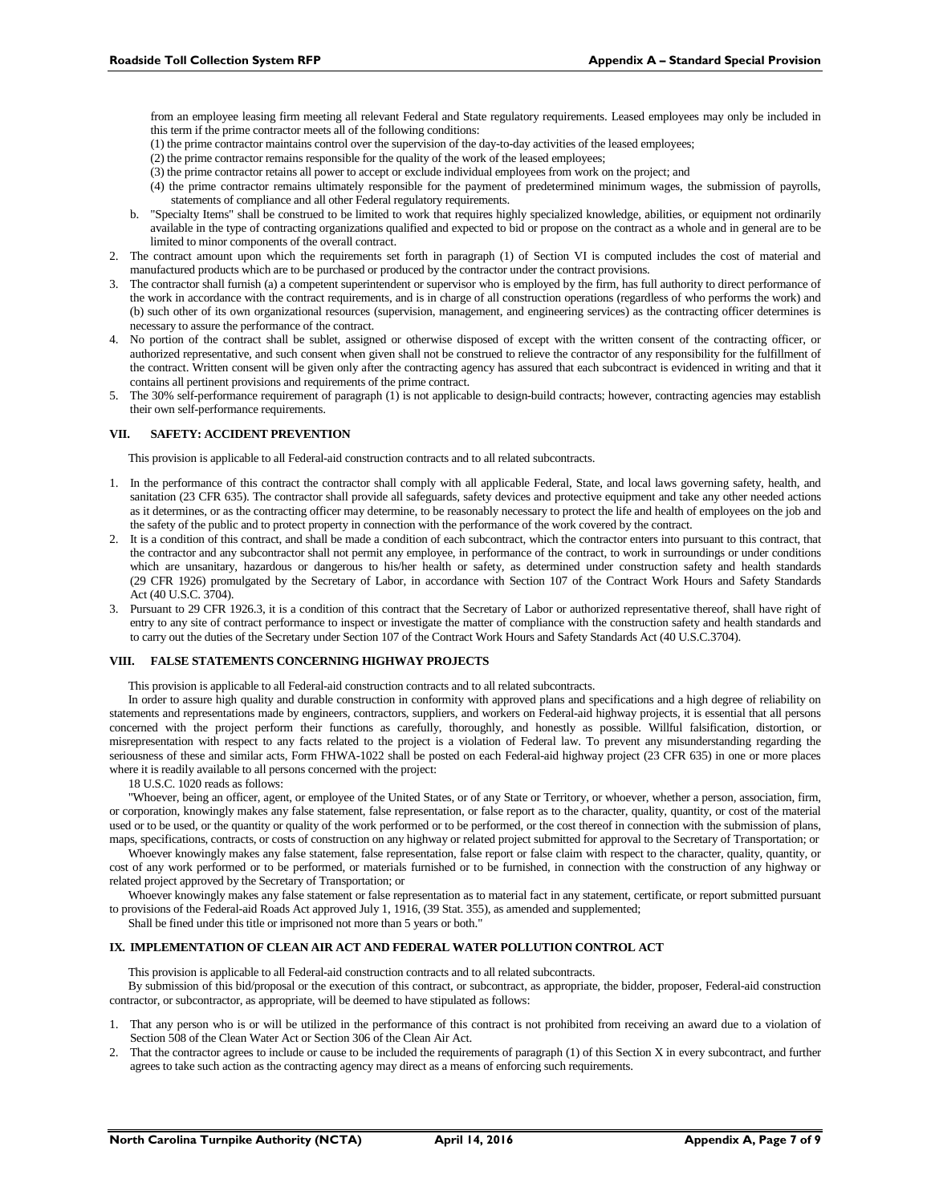from an employee leasing firm meeting all relevant Federal and State regulatory requirements. Leased employees may only be included in this term if the prime contractor meets all of the following conditions:

(1) the prime contractor maintains control over the supervision of the day-to-day activities of the leased employees;

(2) the prime contractor remains responsible for the quality of the work of the leased employees;

(3) the prime contractor retains all power to accept or exclude individual employees from work on the project; and

(4) the prime contractor remains ultimately responsible for the payment of predetermined minimum wages, the submission of payrolls, statements of compliance and all other Federal regulatory requirements.

b. "Specialty Items" shall be construed to be limited to work that requires highly specialized knowledge, abilities, or equipment not ordinarily available in the type of contracting organizations qualified and expected to bid or propose on the contract as a whole and in general are to be limited to minor components of the overall contract.

2. The contract amount upon which the requirements set forth in paragraph (1) of Section VI is computed includes the cost of material and manufactured products which are to be purchased or produced by the contractor under the contract provisions.
3. The contractor shall furnish (a) a competent superintendent or supervisor who is employed by the firm, has full authority to direct performance of the work in accordance with the contract requirements, and is in charge of all construction operations (regardless of who performs the work) and (b) such other of its own organizational resources (supervision, management, and engineering services) as the contracting officer determines is necessary to assure the performance of the contract.
4. No portion of the contract shall be sublet, assigned or otherwise disposed of except with the written consent of the contracting officer, or authorized representative, and such consent when given shall not be construed to relieve the contractor of any responsibility for the fulfillment of the contract. Written consent will be given only after the contracting agency has assured that each subcontract is evidenced in writing and that it contains all pertinent provisions and requirements of the prime contract.
5. The 30% self-performance requirement of paragraph (1) is not applicable to design-build contracts; however, contracting agencies may establish their own self-performance requirements.

## VII. SAFETY: ACCIDENT PREVENTION

This provision is applicable to all Federal-aid construction contracts and to all related subcontracts.

1. In the performance of this contract the contractor shall comply with all applicable Federal, State, and local laws governing safety, health, and sanitation (23 CFR 635). The contractor shall provide all safeguards, safety devices and protective equipment and take any other needed actions as it determines, or as the contracting officer may determine, to be reasonably necessary to protect the life and health of employees on the job and the safety of the public and to protect property in connection with the performance of the work covered by the contract.
2. It is a condition of this contract, and shall be made a condition of each subcontract, which the contractor enters into pursuant to this contract, that the contractor and any subcontractor shall not permit any employee, in performance of the contract, to work in surroundings or under conditions which are unsanitary, hazardous or dangerous to his/her health or safety, as determined under construction safety and health standards (29 CFR 1926) promulgated by the Secretary of Labor, in accordance with Section 107 of the Contract Work Hours and Safety Standards Act (40 U.S.C. 3704).
3. Pursuant to 29 CFR 1926.3, it is a condition of this contract that the Secretary of Labor or authorized representative thereof, shall have right of entry to any site of contract performance to inspect or investigate the matter of compliance with the construction safety and health standards and to carry out the duties of the Secretary under Section 107 of the Contract Work Hours and Safety Standards Act (40 U.S.C.3704).

## VIII. FALSE STATEMENTS CONCERNING HIGHWAY PROJECTS

This provision is applicable to all Federal-aid construction contracts and to all related subcontracts.

In order to assure high quality and durable construction in conformity with approved plans and specifications and a high degree of reliability on statements and representations made by engineers, contractors, suppliers, and workers on Federal-aid highway projects, it is essential that all persons concerned with the project perform their functions as carefully, thoroughly, and honestly as possible. Willful falsification, distortion, or misrepresentation with respect to any facts related to the project is a violation of Federal law. To prevent any misunderstanding regarding the seriousness of these and similar acts, Form FHWA-1022 shall be posted on each Federal-aid highway project (23 CFR 635) in one or more places where it is readily available to all persons concerned with the project:

18 U.S.C. 1020 reads as follows:

"Whoever, being an officer, agent, or employee of the United States, or of any State or Territory, or whoever, whether a person, association, firm, or corporation, knowingly makes any false statement, false representation, or false report as to the character, quality, quantity, or cost of the material used or to be used, or the quantity or quality of the work performed or to be performed, or the cost thereof in connection with the submission of plans, maps, specifications, contracts, or costs of construction on any highway or related project submitted for approval to the Secretary of Transportation; or

Whoever knowingly makes any false statement, false representation, false report or false claim with respect to the character, quality, quantity, or cost of any work performed or to be performed, or materials furnished or to be furnished, in connection with the construction of any highway or related project approved by the Secretary of Transportation; or

Whoever knowingly makes any false statement or false representation as to material fact in any statement, certificate, or report submitted pursuant to provisions of the Federal-aid Roads Act approved July 1, 1916, (39 Stat. 355), as amended and supplemented;

Shall be fined under this title or imprisoned not more than 5 years or both."

## IX. IMPLEMENTATION OF CLEAN AIR ACT AND FEDERAL WATER POLLUTION CONTROL ACT

This provision is applicable to all Federal-aid construction contracts and to all related subcontracts.

By submission of this bid/proposal or the execution of this contract, or subcontract, as appropriate, the bidder, proposer, Federal-aid construction contractor, or subcontractor, as appropriate, will be deemed to have stipulated as follows:

1. That any person who is or will be utilized in the performance of this contract is not prohibited from receiving an award due to a violation of Section 508 of the Clean Water Act or Section 306 of the Clean Air Act.
2. That the contractor agrees to include or cause to be included the requirements of paragraph (1) of this Section X in every subcontract, and further agrees to take such action as the contracting agency may direct as a means of enforcing such requirements.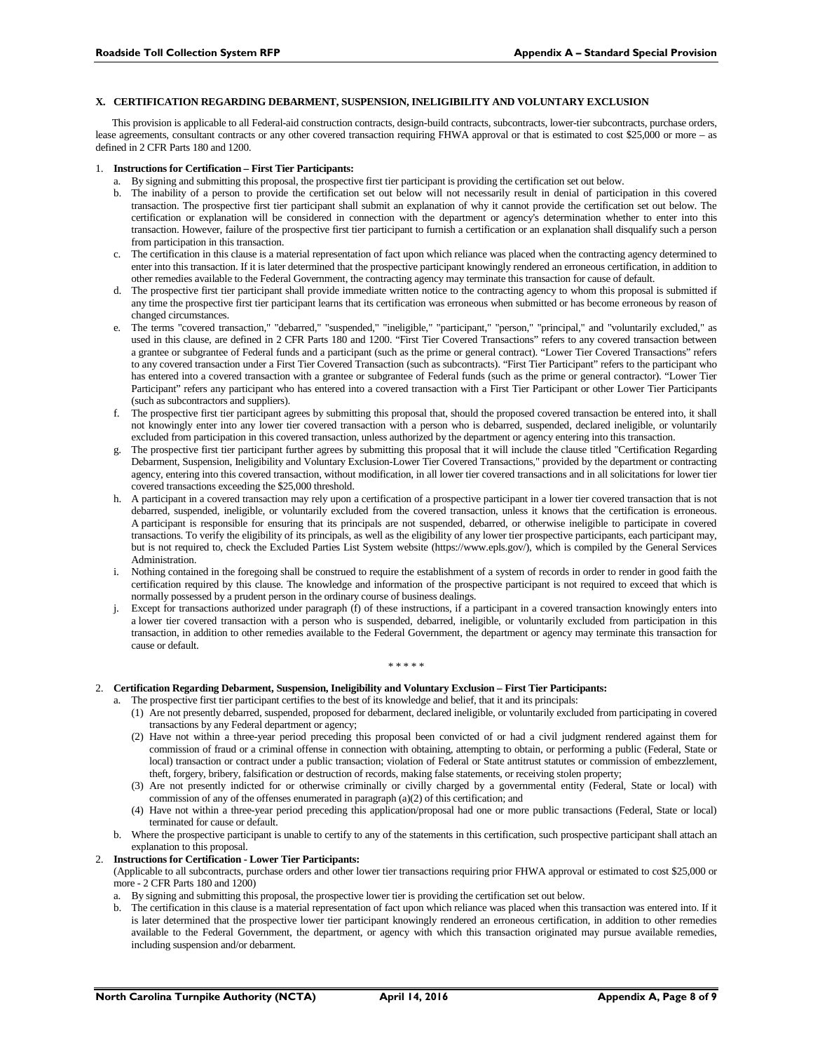### X. CERTIFICATION REGARDING DEBARMENT, SUSPENSION, INELIGIBILITY AND VOLUNTARY EXCLUSION

This provision is applicable to all Federal-aid construction contracts, design-build contracts, subcontracts, lower-tier subcontracts, purchase orders, lease agreements, consultant contracts or any other covered transaction requiring FHWA approval or that is estimated to cost $25,000 or more – as defined in 2 CFR Parts 180 and 1200.

1. **Instructions for Certification – First Tier Participants:**
   a. By signing and submitting this proposal, the prospective first tier participant is providing the certification set out below.
   b. The inability of a person to provide the certification set out below will not necessarily result in denial of participation in this covered transaction. The prospective first tier participant shall submit an explanation of why it cannot provide the certification set out below. The certification or explanation will be considered in connection with the department or agency's determination whether to enter into this transaction. However, failure of the prospective first tier participant to furnish a certification or an explanation shall disqualify such a person from participation in this transaction.
   c. The certification in this clause is a material representation of fact upon which reliance was placed when the contracting agency determined to enter into this transaction. If it is later determined that the prospective participant knowingly rendered an erroneous certification, in addition to other remedies available to the Federal Government, the contracting agency may terminate this transaction for cause of default.
   d. The prospective first tier participant shall provide immediate written notice to the contracting agency to whom this proposal is submitted if any time the prospective first tier participant learns that its certification was erroneous when submitted or has become erroneous by reason of changed circumstances.
   e. The terms "covered transaction," "debarred," "suspended," "ineligible," "participant," "person," "principal," and "voluntarily excluded," as used in this clause, are defined in 2 CFR Parts 180 and 1200. "First Tier Covered Transactions" refers to any covered transaction between a grantee or subgrantee of Federal funds and a participant (such as the prime or general contract). "Lower Tier Covered Transactions" refers to any covered transaction under a First Tier Covered Transaction (such as subcontracts). "First Tier Participant" refers to the participant who has entered into a covered transaction with a grantee or subgrantee of Federal funds (such as the prime or general contractor). "Lower Tier Participant" refers any participant who has entered into a covered transaction with a First Tier Participant or other Lower Tier Participants (such as subcontractors and suppliers).
   f. The prospective first tier participant agrees by submitting this proposal that, should the proposed covered transaction be entered into, it shall not knowingly enter into any lower tier covered transaction with a person who is debarred, suspended, declared ineligible, or voluntarily excluded from participation in this covered transaction, unless authorized by the department or agency entering into this transaction.
   g. The prospective first tier participant further agrees by submitting this proposal that it will include the clause titled "Certification Regarding Debarment, Suspension, Ineligibility and Voluntary Exclusion-Lower Tier Covered Transactions," provided by the department or contracting agency, entering into this covered transaction, without modification, in all lower tier covered transactions and in all solicitations for lower tier covered transactions exceeding the $25,000 threshold.
   h. A participant in a covered transaction may rely upon a certification of a prospective participant in a lower tier covered transaction that is not debarred, suspended, ineligible, or voluntarily excluded from the covered transaction, unless it knows that the certification is erroneous. A participant is responsible for ensuring that its principals are not suspended, debarred, or otherwise ineligible to participate in covered transactions. To verify the eligibility of its principals, as well as the eligibility of any lower tier prospective participants, each participant may, but is not required to, check the Excluded Parties List System website (https://www.epls.gov/), which is compiled by the General Services Administration.
   i. Nothing contained in the foregoing shall be construed to require the establishment of a system of records in order to render in good faith the certification required by this clause. The knowledge and information of the prospective participant is not required to exceed that which is normally possessed by a prudent person in the ordinary course of business dealings.
   j. Except for transactions authorized under paragraph (f) of these instructions, if a participant in a covered transaction knowingly enters into a lower tier covered transaction with a person who is suspended, debarred, ineligible, or voluntarily excluded from participation in this transaction, in addition to other remedies available to the Federal Government, the department or agency may terminate this transaction for cause or default.

\* \* \* \* \*

2. **Certification Regarding Debarment, Suspension, Ineligibility and Voluntary Exclusion – First Tier Participants:**
   a. The prospective first tier participant certifies to the best of its knowledge and belief, that it and its principals:
      (1) Are not presently debarred, suspended, proposed for debarment, declared ineligible, or voluntarily excluded from participating in covered transactions by any Federal department or agency;
      (2) Have not within a three-year period preceding this proposal been convicted of or had a civil judgment rendered against them for commission of fraud or a criminal offense in connection with obtaining, attempting to obtain, or performing a public (Federal, State or local) transaction or contract under a public transaction; violation of Federal or State antitrust statutes or commission of embezzlement, theft, forgery, bribery, falsification or destruction of records, making false statements, or receiving stolen property;
      (3) Are not presently indicted for or otherwise criminally or civilly charged by a governmental entity (Federal, State or local) with commission of any of the offenses enumerated in paragraph (a)(2) of this certification; and
      (4) Have not within a three-year period preceding this application/proposal had one or more public transactions (Federal, State or local) terminated for cause or default.
   b. Where the prospective participant is unable to certify to any of the statements in this certification, such prospective participant shall attach an explanation to this proposal.

2. **Instructions for Certification - Lower Tier Participants:**
   (Applicable to all subcontracts, purchase orders and other lower tier transactions requiring prior FHWA approval or estimated to cost $25,000 or more - 2 CFR Parts 180 and 1200)
   a. By signing and submitting this proposal, the prospective lower tier is providing the certification set out below.
   b. The certification in this clause is a material representation of fact upon which reliance was placed when this transaction was entered into. If it is later determined that the prospective lower tier participant knowingly rendered an erroneous certification, in addition to other remedies available to the Federal Government, the department, or agency with which this transaction originated may pursue available remedies, including suspension and/or debarment.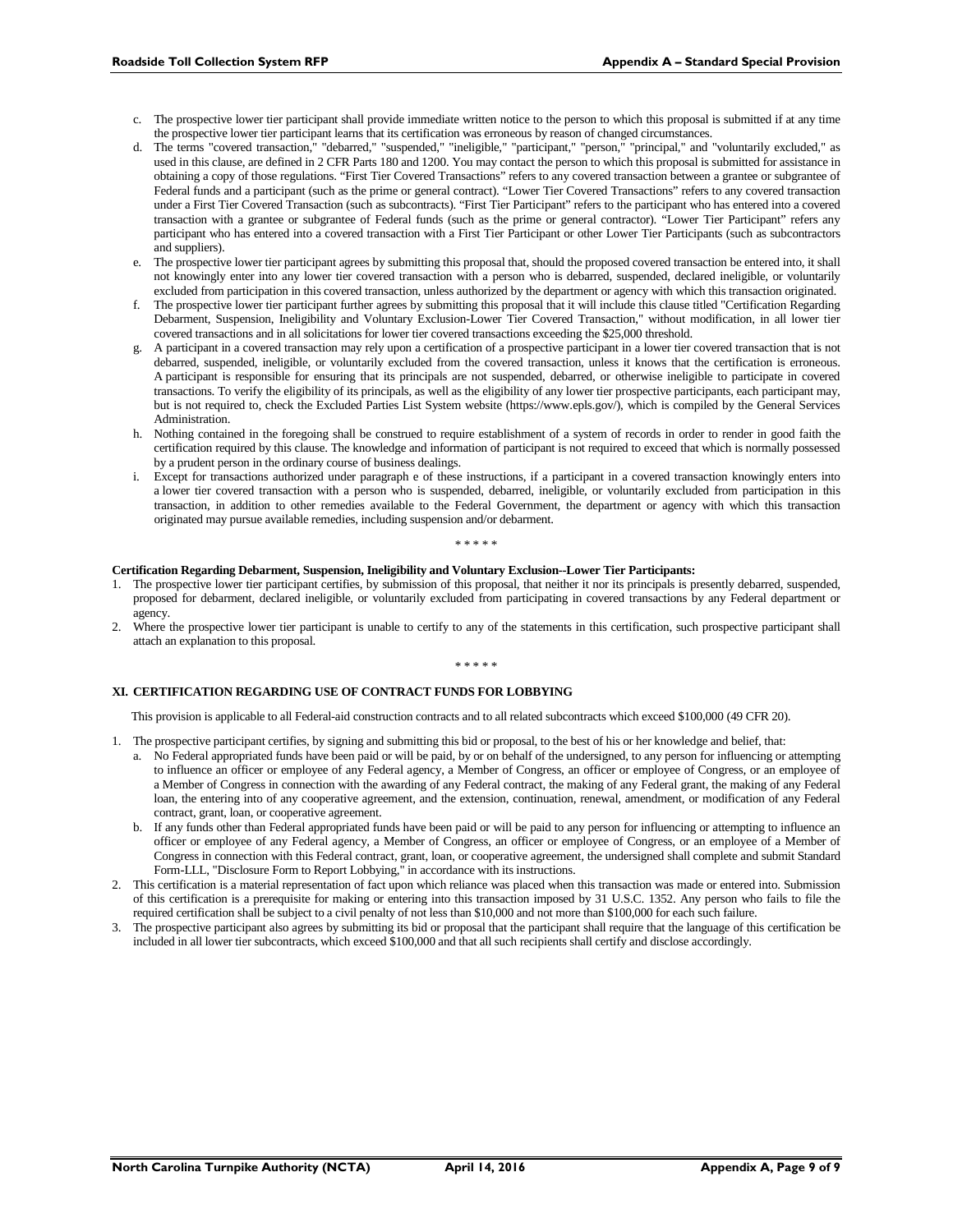c. The prospective lower tier participant shall provide immediate written notice to the person to which this proposal is submitted if at any time the prospective lower tier participant learns that its certification was erroneous by reason of changed circumstances.

d. The terms "covered transaction," "debarred," "suspended," "ineligible," "participant," "person," "principal," and "voluntarily excluded," as used in this clause, are defined in 2 CFR Parts 180 and 1200. You may contact the person to which this proposal is submitted for assistance in obtaining a copy of those regulations. "First Tier Covered Transactions" refers to any covered transaction between a grantee or subgrantee of Federal funds and a participant (such as the prime or general contract). "Lower Tier Covered Transactions" refers to any covered transaction under a First Tier Covered Transaction (such as subcontracts). "First Tier Participant" refers to the participant who has entered into a covered transaction with a grantee or subgrantee of Federal funds (such as the prime or general contractor). "Lower Tier Participant" refers any participant who has entered into a covered transaction with a First Tier Participant or other Lower Tier Participants (such as subcontractors and suppliers).

e. The prospective lower tier participant agrees by submitting this proposal that, should the proposed covered transaction be entered into, it shall not knowingly enter into any lower tier covered transaction with a person who is debarred, suspended, declared ineligible, or voluntarily excluded from participation in this covered transaction, unless authorized by the department or agency with which this transaction originated.

f. The prospective lower tier participant further agrees by submitting this proposal that it will include this clause titled "Certification Regarding Debarment, Suspension, Ineligibility and Voluntary Exclusion-Lower Tier Covered Transaction," without modification, in all lower tier covered transactions and in all solicitations for lower tier covered transactions exceeding the $25,000 threshold.

g. A participant in a covered transaction may rely upon a certification of a prospective participant in a lower tier covered transaction that is not debarred, suspended, ineligible, or voluntarily excluded from the covered transaction, unless it knows that the certification is erroneous. A participant is responsible for ensuring that its principals are not suspended, debarred, or otherwise ineligible to participate in covered transactions. To verify the eligibility of its principals, as well as the eligibility of any lower tier prospective participants, each participant may, but is not required to, check the Excluded Parties List System website (https://www.epls.gov/), which is compiled by the General Services Administration.

h. Nothing contained in the foregoing shall be construed to require establishment of a system of records in order to render in good faith the certification required by this clause. The knowledge and information of participant is not required to exceed that which is normally possessed by a prudent person in the ordinary course of business dealings.

i. Except for transactions authorized under paragraph e of these instructions, if a participant in a covered transaction knowingly enters into a lower tier covered transaction with a person who is suspended, debarred, ineligible, or voluntarily excluded from participation in this transaction, in addition to other remedies available to the Federal Government, the department or agency with which this transaction originated may pursue available remedies, including suspension and/or debarment.

\* \* \* \* \*

**Certification Regarding Debarment, Suspension, Ineligibility and Voluntary Exclusion--Lower Tier Participants:**

1. The prospective lower tier participant certifies, by submission of this proposal, that neither it nor its principals is presently debarred, suspended, proposed for debarment, declared ineligible, or voluntarily excluded from participating in covered transactions by any Federal department or agency.
2. Where the prospective lower tier participant is unable to certify to any of the statements in this certification, such prospective participant shall attach an explanation to this proposal.

\* \* \* \* \*

### XI. CERTIFICATION REGARDING USE OF CONTRACT FUNDS FOR LOBBYING

This provision is applicable to all Federal-aid construction contracts and to all related subcontracts which exceed $100,000 (49 CFR 20).

1. The prospective participant certifies, by signing and submitting this bid or proposal, to the best of his or her knowledge and belief, that:
   a. No Federal appropriated funds have been paid or will be paid, by or on behalf of the undersigned, to any person for influencing or attempting to influence an officer or employee of any Federal agency, a Member of Congress, an officer or employee of Congress, or an employee of a Member of Congress in connection with the awarding of any Federal contract, the making of any Federal grant, the making of any Federal loan, the entering into of any cooperative agreement, and the extension, continuation, renewal, amendment, or modification of any Federal contract, grant, loan, or cooperative agreement.
   b. If any funds other than Federal appropriated funds have been paid or will be paid to any person for influencing or attempting to influence an officer or employee of any Federal agency, a Member of Congress, an officer or employee of Congress, or an employee of a Member of Congress in connection with this Federal contract, grant, loan, or cooperative agreement, the undersigned shall complete and submit Standard Form-LLL, "Disclosure Form to Report Lobbying," in accordance with its instructions.
2. This certification is a material representation of fact upon which reliance was placed when this transaction was made or entered into. Submission of this certification is a prerequisite for making or entering into this transaction imposed by 31 U.S.C. 1352. Any person who fails to file the required certification shall be subject to a civil penalty of not less than $10,000 and not more than $100,000 for each such failure.
3. The prospective participant also agrees by submitting its bid or proposal that the participant shall require that the language of this certification be included in all lower tier subcontracts, which exceed $100,000 and that all such recipients shall certify and disclose accordingly.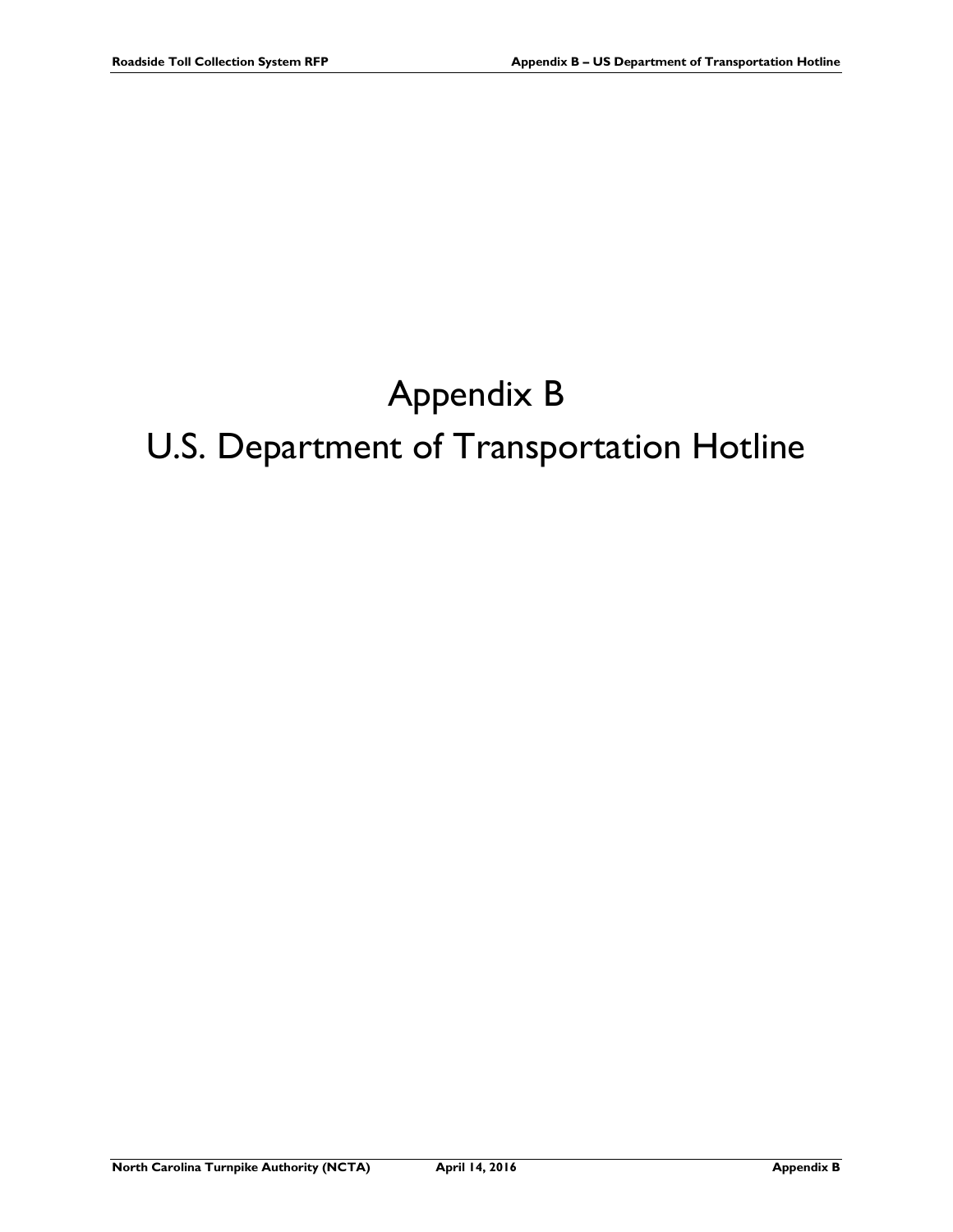# Appendix B

# U.S. Department of Transportation Hotline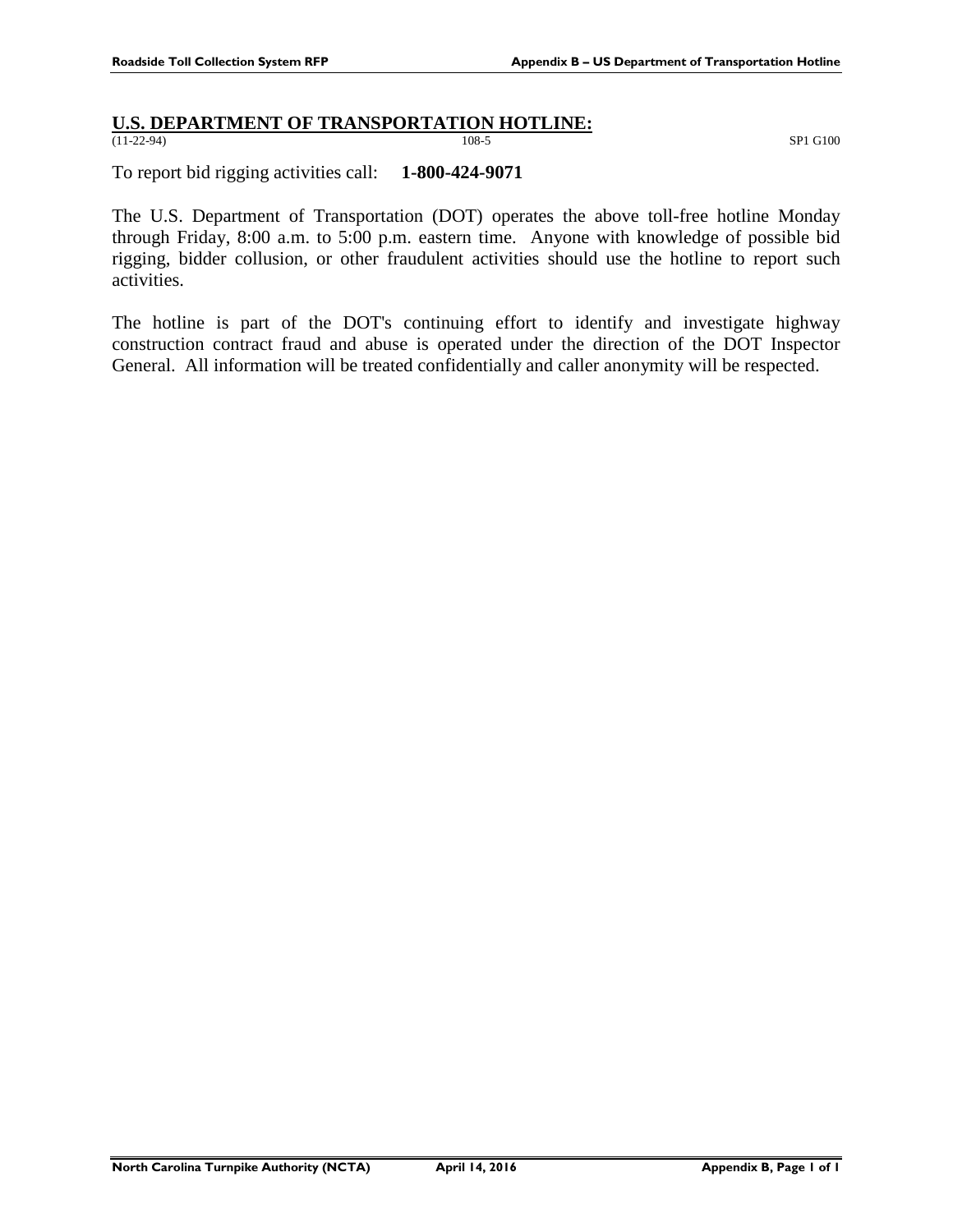## U.S. DEPARTMENT OF TRANSPORTATION HOTLINE:

(11-22-94) 108-5 SP1 G100

To report bid rigging activities call: **1-800-424-9071**

The U.S. Department of Transportation (DOT) operates the above toll-free hotline Monday through Friday, 8:00 a.m. to 5:00 p.m. eastern time. Anyone with knowledge of possible bid rigging, bidder collusion, or other fraudulent activities should use the hotline to report such activities.

The hotline is part of the DOT's continuing effort to identify and investigate highway construction contract fraud and abuse is operated under the direction of the DOT Inspector General. All information will be treated confidentially and caller anonymity will be respected.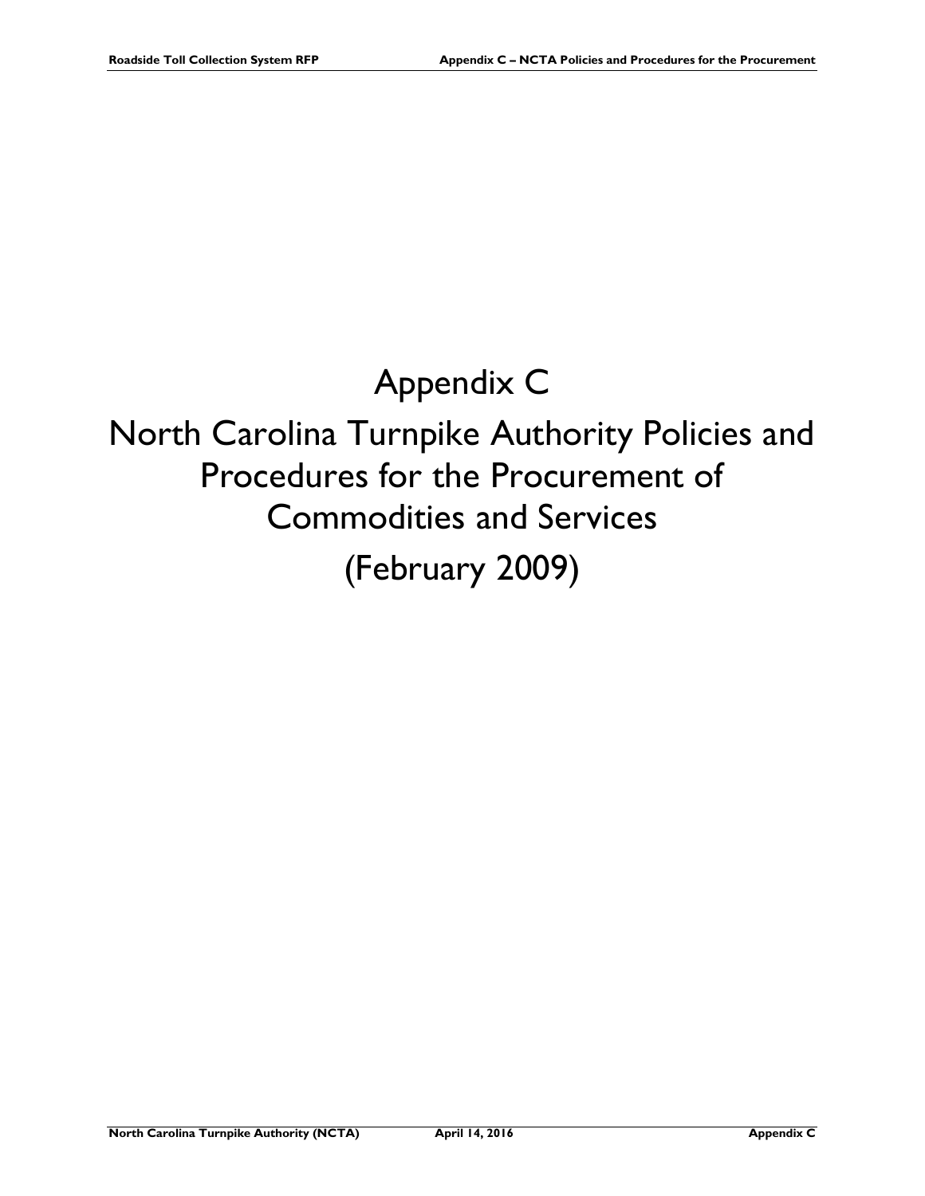# Appendix C

# North Carolina Turnpike Authority Policies and Procedures for the Procurement of Commodities and Services

# (February 2009)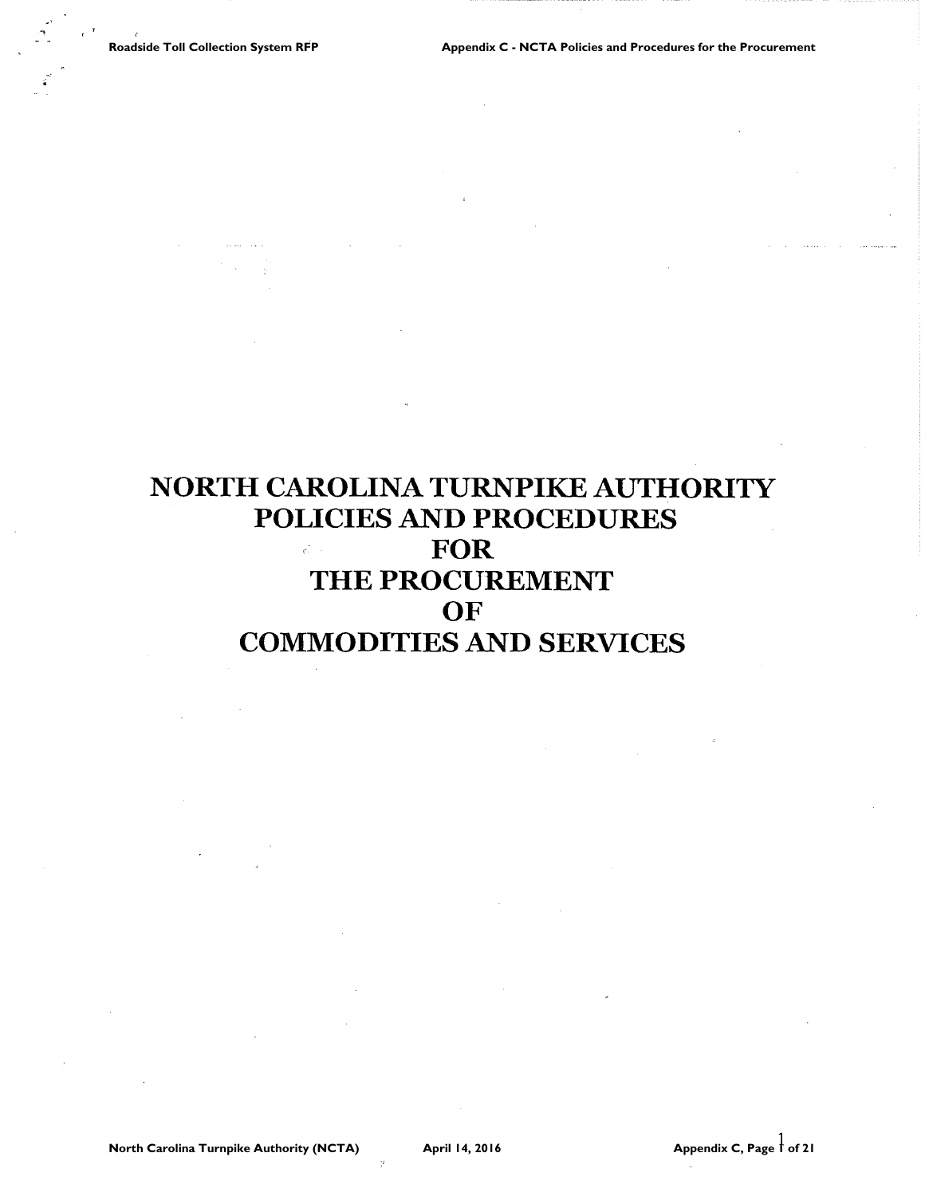# NORTH CAROLINA TURNPIKE AUTHORITY POLICIES AND PROCEDURES FOR THE PROCUREMENT OF COMMODITIES AND SERVICES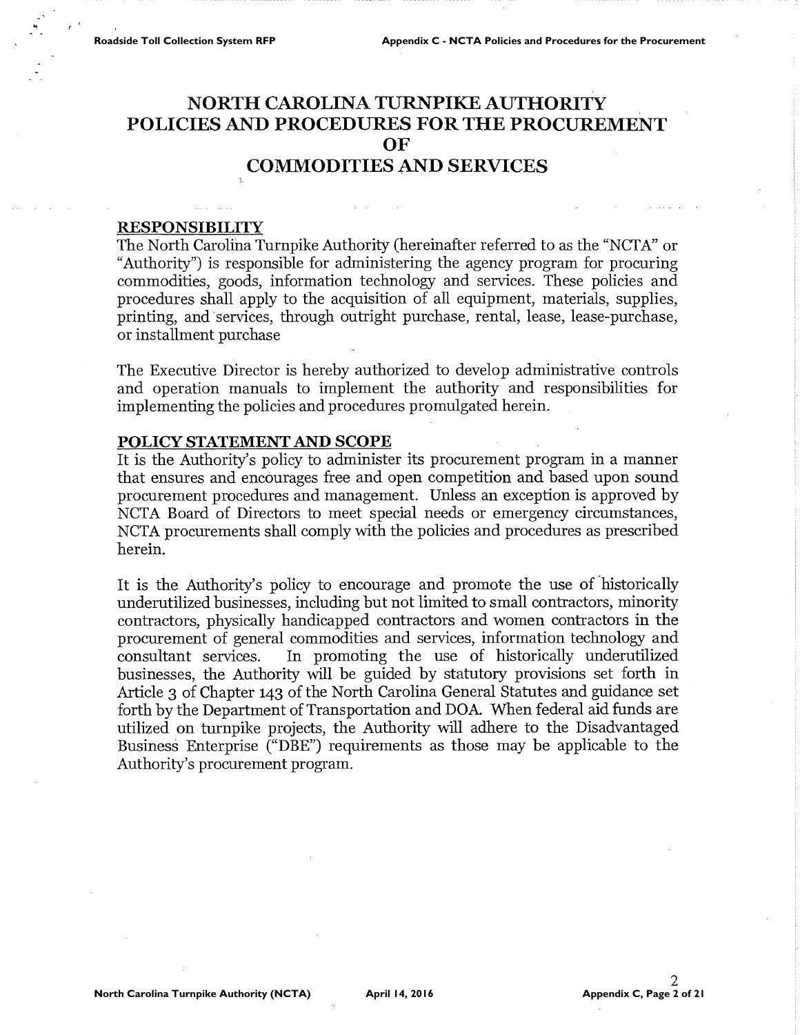# NORTH CAROLINA TURNPIKE AUTHORITY POLICIES AND PROCEDURES FOR THE PROCUREMENT OF COMMODITIES AND SERVICES

## RESPONSIBILITY

The North Carolina Turnpike Authority (hereinafter referred to as the "NCTA" or "Authority") is responsible for administering the agency program for procuring commodities, goods, information technology and services. These policies and procedures shall apply to the acquisition of all equipment, materials, supplies, printing, and services, through outright purchase, rental, lease, lease-purchase, or installment purchase

The Executive Director is hereby authorized to develop administrative controls and operation manuals to implement the authority and responsibilities for implementing the policies and procedures promulgated herein.

## POLICY STATEMENT AND SCOPE

It is the Authority's policy to administer its procurement program in a manner that ensures and encourages free and open competition and based upon sound procurement procedures and management. Unless an exception is approved by NCTA Board of Directors to meet special needs or emergency circumstances, NCTA procurements shall comply with the policies and procedures as prescribed herein.

It is the Authority's policy to encourage and promote the use of historically underutilized businesses, including but not limited to small contractors, minority contractors, physically handicapped contractors and women contractors in the procurement of general commodities and services, information technology and consultant services. In promoting the use of historically underutilized businesses, the Authority will be guided by statutory provisions set forth in Article 3 of Chapter 143 of the North Carolina General Statutes and guidance set forth by the Department of Transportation and DOA. When federal aid funds are utilized on turnpike projects, the Authority will adhere to the Disadvantaged Business Enterprise ("DBE") requirements as those may be applicable to the Authority's procurement program.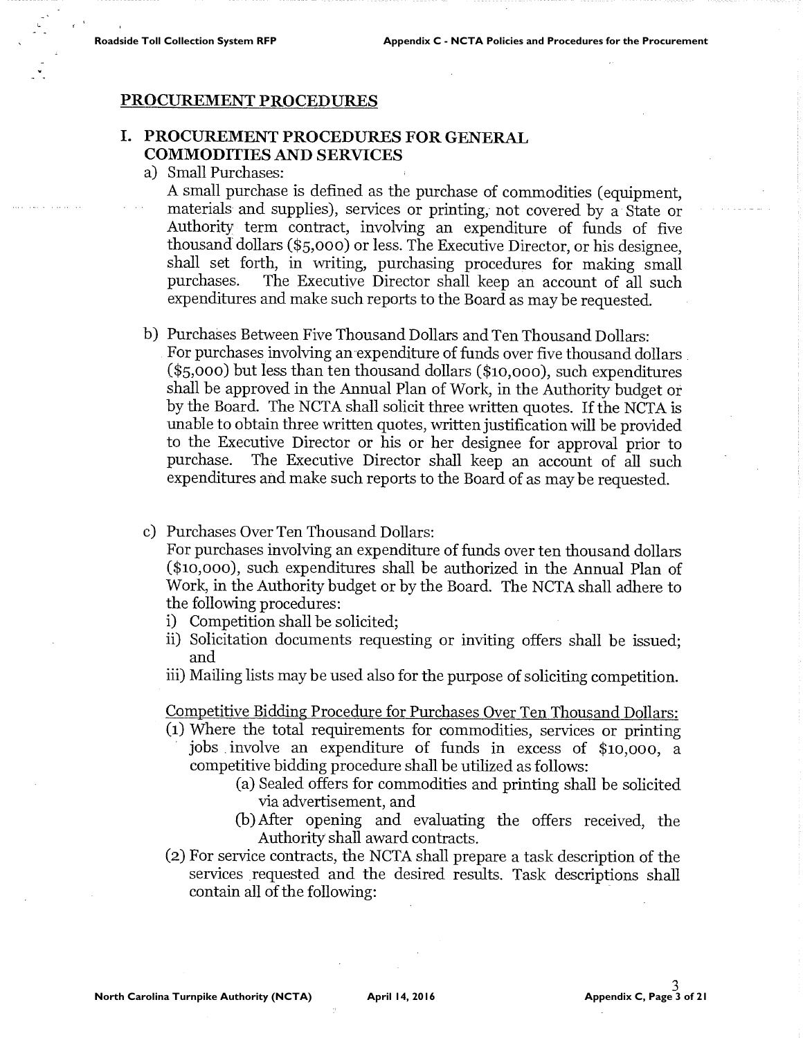## PROCUREMENT PROCEDURES

### I. PROCUREMENT PROCEDURES FOR GENERAL COMMODITIES AND SERVICES

a) Small Purchases:

A small purchase is defined as the purchase of commodities (equipment, materials and supplies), services or printing, not covered by a State or Authority term contract, involving an expenditure of funds of five thousand dollars ($5,000) or less. The Executive Director, or his designee, shall set forth, in writing, purchasing procedures for making small purchases. The Executive Director shall keep an account of all such expenditures and make such reports to the Board as may be requested.

b) Purchases Between Five Thousand Dollars and Ten Thousand Dollars:

For purchases involving an expenditure of funds over five thousand dollars ($5,000) but less than ten thousand dollars ($10,000), such expenditures shall be approved in the Annual Plan of Work, in the Authority budget or by the Board. The NCTA shall solicit three written quotes. If the NCTA is unable to obtain three written quotes, written justification will be provided to the Executive Director or his or her designee for approval prior to purchase. The Executive Director shall keep an account of all such expenditures and make such reports to the Board of as may be requested.

c) Purchases Over Ten Thousand Dollars:

For purchases involving an expenditure of funds over ten thousand dollars ($10,000), such expenditures shall be authorized in the Annual Plan of Work, in the Authority budget or by the Board. The NCTA shall adhere to the following procedures:

i) Competition shall be solicited;
ii) Solicitation documents requesting or inviting offers shall be issued; and
iii) Mailing lists may be used also for the purpose of soliciting competition.

Competitive Bidding Procedure for Purchases Over Ten Thousand Dollars:

(1) Where the total requirements for commodities, services or printing jobs involve an expenditure of funds in excess of $10,000, a competitive bidding procedure shall be utilized as follows:
  - (a) Sealed offers for commodities and printing shall be solicited via advertisement, and
  - (b) After opening and evaluating the offers received, the Authority shall award contracts.

(2) For service contracts, the NCTA shall prepare a task description of the services requested and the desired results. Task descriptions shall contain all of the following: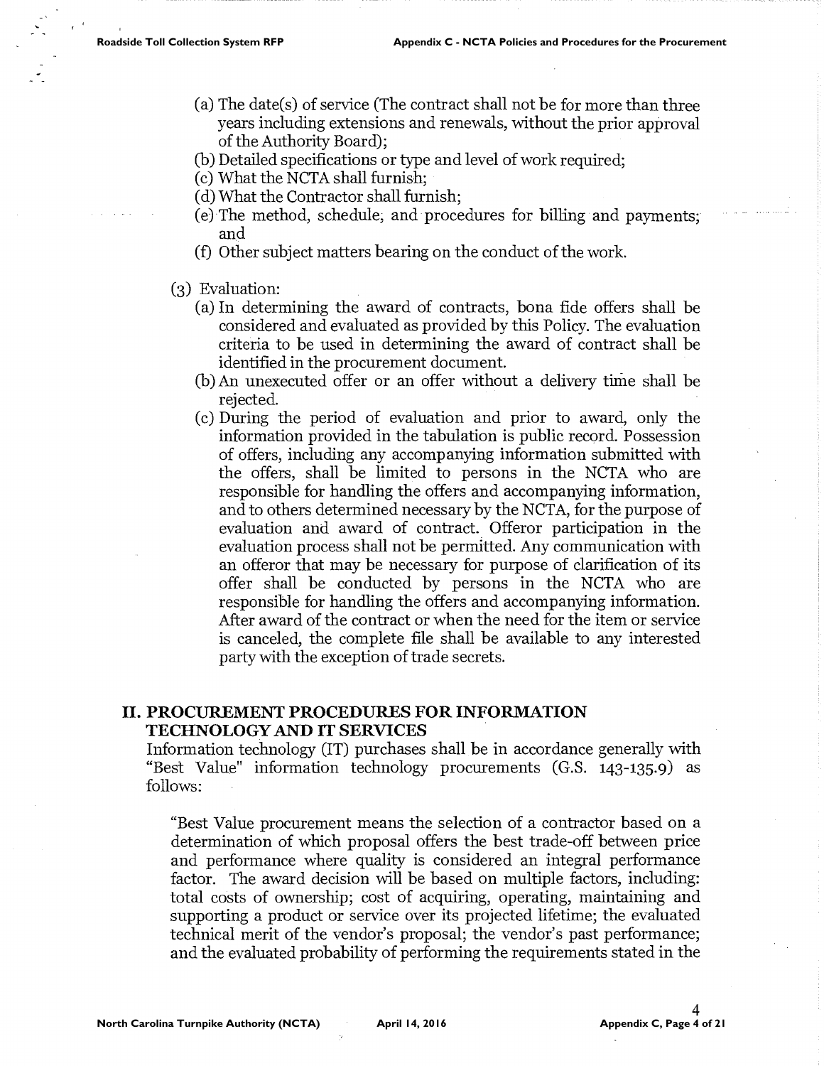(a) The date(s) of service (The contract shall not be for more than three years including extensions and renewals, without the prior approval of the Authority Board);

(b) Detailed specifications or type and level of work required;

(c) What the NCTA shall furnish;

(d) What the Contractor shall furnish;

(e) The method, schedule, and procedures for billing and payments; and

(f) Other subject matters bearing on the conduct of the work.

(3) Evaluation:

(a) In determining the award of contracts, bona fide offers shall be considered and evaluated as provided by this Policy. The evaluation criteria to be used in determining the award of contract shall be identified in the procurement document.

(b) An unexecuted offer or an offer without a delivery time shall be rejected.

(c) During the period of evaluation and prior to award, only the information provided in the tabulation is public record. Possession of offers, including any accompanying information submitted with the offers, shall be limited to persons in the NCTA who are responsible for handling the offers and accompanying information, and to others determined necessary by the NCTA, for the purpose of evaluation and award of contract. Offeror participation in the evaluation process shall not be permitted. Any communication with an offeror that may be necessary for purpose of clarification of its offer shall be conducted by persons in the NCTA who are responsible for handling the offers and accompanying information. After award of the contract or when the need for the item or service is canceled, the complete file shall be available to any interested party with the exception of trade secrets.

## II. PROCUREMENT PROCEDURES FOR INFORMATION TECHNOLOGY AND IT SERVICES

Information technology (IT) purchases shall be in accordance generally with "Best Value" information technology procurements (G.S. 143-135.9) as follows:

"Best Value procurement means the selection of a contractor based on a determination of which proposal offers the best trade-off between price and performance where quality is considered an integral performance factor. The award decision will be based on multiple factors, including: total costs of ownership; cost of acquiring, operating, maintaining and supporting a product or service over its projected lifetime; the evaluated technical merit of the vendor's proposal; the vendor's past performance; and the evaluated probability of performing the requirements stated in the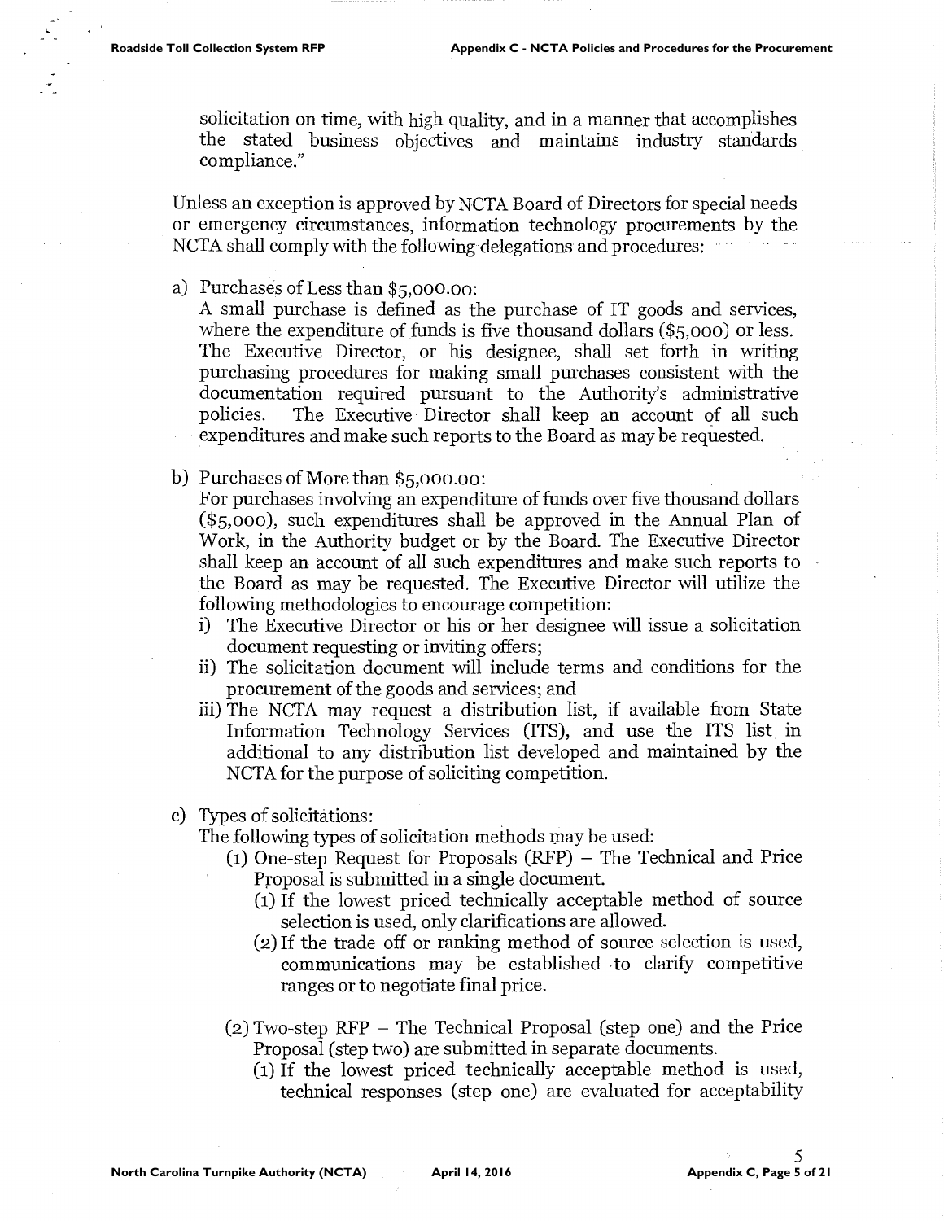solicitation on time, with high quality, and in a manner that accomplishes the stated business objectives and maintains industry standards compliance."

Unless an exception is approved by NCTA Board of Directors for special needs or emergency circumstances, information technology procurements by the NCTA shall comply with the following delegations and procedures:

a) Purchases of Less than $5,000.00:
A small purchase is defined as the purchase of IT goods and services, where the expenditure of funds is five thousand dollars ($5,000) or less. The Executive Director, or his designee, shall set forth in writing purchasing procedures for making small purchases consistent with the documentation required pursuant to the Authority's administrative policies. The Executive Director shall keep an account of all such expenditures and make such reports to the Board as may be requested.

b) Purchases of More than $5,000.00:
For purchases involving an expenditure of funds over five thousand dollars ($5,000), such expenditures shall be approved in the Annual Plan of Work, in the Authority budget or by the Board. The Executive Director shall keep an account of all such expenditures and make such reports to the Board as may be requested. The Executive Director will utilize the following methodologies to encourage competition:
   i) The Executive Director or his or her designee will issue a solicitation document requesting or inviting offers;
   ii) The solicitation document will include terms and conditions for the procurement of the goods and services; and
   iii) The NCTA may request a distribution list, if available from State Information Technology Services (ITS), and use the ITS list in additional to any distribution list developed and maintained by the NCTA for the purpose of soliciting competition.

c) Types of solicitations:
The following types of solicitation methods may be used:
   (1) One-step Request for Proposals (RFP) – The Technical and Price Proposal is submitted in a single document.
      (1) If the lowest priced technically acceptable method of source selection is used, only clarifications are allowed.
      (2) If the trade off or ranking method of source selection is used, communications may be established to clarify competitive ranges or to negotiate final price.

   (2) Two-step RFP – The Technical Proposal (step one) and the Price Proposal (step two) are submitted in separate documents.
      (1) If the lowest priced technically acceptable method is used, technical responses (step one) are evaluated for acceptability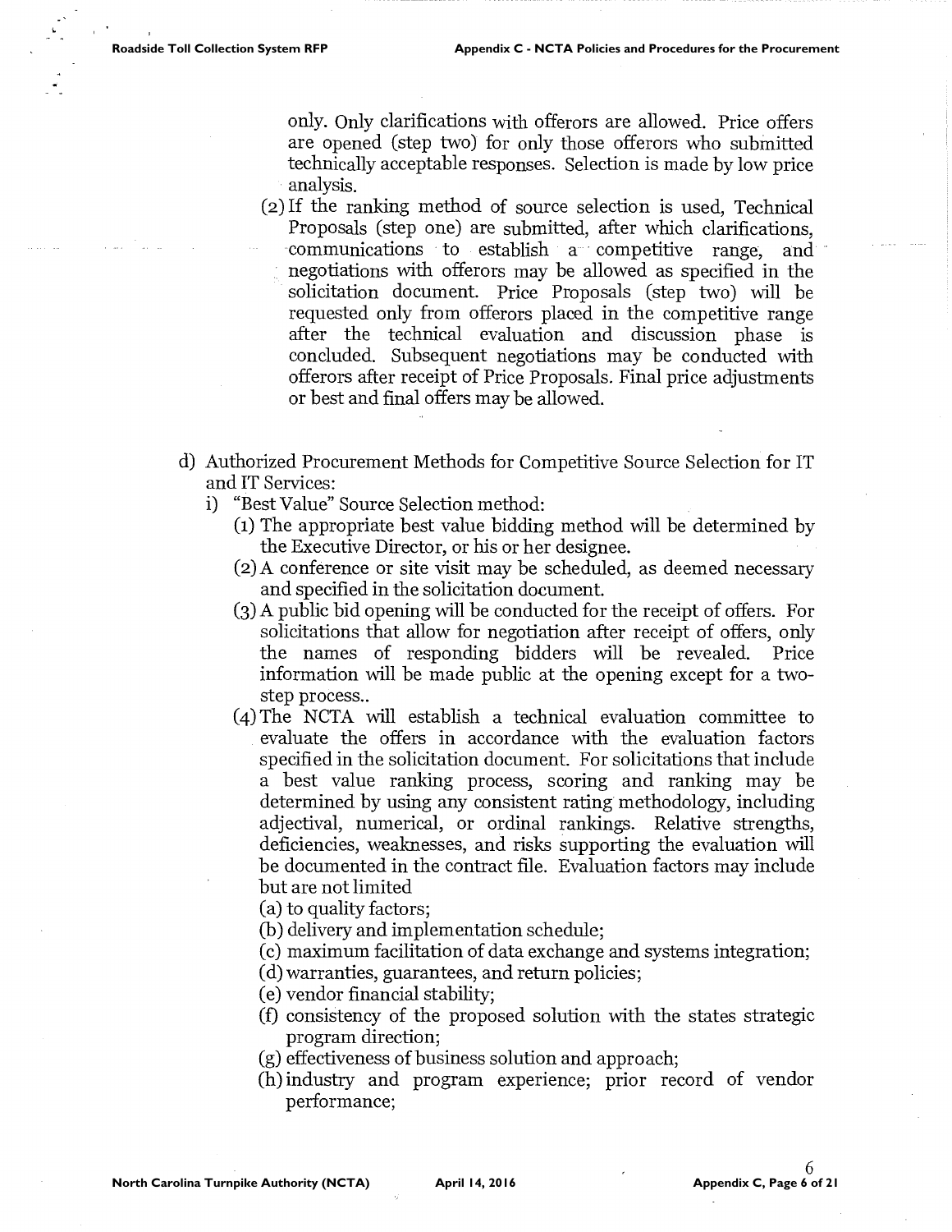only. Only clarifications with offerors are allowed. Price offers are opened (step two) for only those offerors who submitted technically acceptable responses. Selection is made by low price analysis.

(2) If the ranking method of source selection is used, Technical Proposals (step one) are submitted, after which clarifications, communications to establish a competitive range, and negotiations with offerors may be allowed as specified in the solicitation document. Price Proposals (step two) will be requested only from offerors placed in the competitive range after the technical evaluation and discussion phase is concluded. Subsequent negotiations may be conducted with offerors after receipt of Price Proposals. Final price adjustments or best and final offers may be allowed.

d) Authorized Procurement Methods for Competitive Source Selection for IT and IT Services:

i) "Best Value" Source Selection method:

(1) The appropriate best value bidding method will be determined by the Executive Director, or his or her designee.

(2) A conference or site visit may be scheduled, as deemed necessary and specified in the solicitation document.

(3) A public bid opening will be conducted for the receipt of offers. For solicitations that allow for negotiation after receipt of offers, only the names of responding bidders will be revealed. Price information will be made public at the opening except for a two-step process..

(4) The NCTA will establish a technical evaluation committee to evaluate the offers in accordance with the evaluation factors specified in the solicitation document. For solicitations that include a best value ranking process, scoring and ranking may be determined by using any consistent rating methodology, including adjectival, numerical, or ordinal rankings. Relative strengths, deficiencies, weaknesses, and risks supporting the evaluation will be documented in the contract file. Evaluation factors may include but are not limited

(a) to quality factors;

(b) delivery and implementation schedule;

(c) maximum facilitation of data exchange and systems integration;

(d) warranties, guarantees, and return policies;

(e) vendor financial stability;

(f) consistency of the proposed solution with the states strategic program direction;

(g) effectiveness of business solution and approach;

(h) industry and program experience; prior record of vendor performance;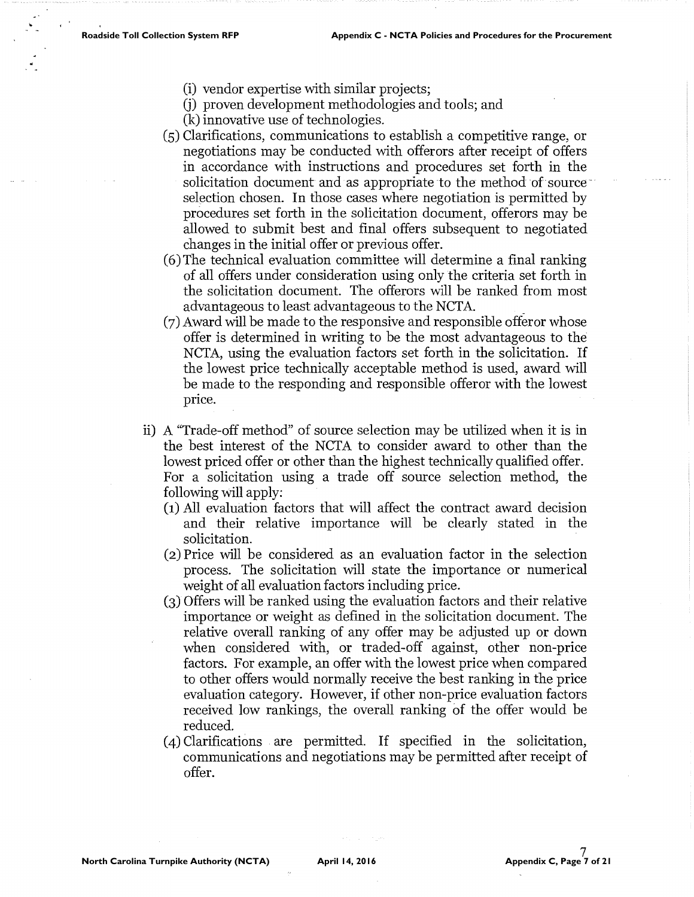(i) vendor expertise with similar projects;
(j) proven development methodologies and tools; and
(k) innovative use of technologies.

(5) Clarifications, communications to establish a competitive range, or negotiations may be conducted with offerors after receipt of offers in accordance with instructions and procedures set forth in the solicitation document and as appropriate to the method of source selection chosen. In those cases where negotiation is permitted by procedures set forth in the solicitation document, offerors may be allowed to submit best and final offers subsequent to negotiated changes in the initial offer or previous offer.

(6) The technical evaluation committee will determine a final ranking of all offers under consideration using only the criteria set forth in the solicitation document. The offerors will be ranked from most advantageous to least advantageous to the NCTA.

(7) Award will be made to the responsive and responsible offeror whose offer is determined in writing to be the most advantageous to the NCTA, using the evaluation factors set forth in the solicitation. If the lowest price technically acceptable method is used, award will be made to the responding and responsible offeror with the lowest price.

ii) A "Trade-off method" of source selection may be utilized when it is in the best interest of the NCTA to consider award to other than the lowest priced offer or other than the highest technically qualified offer. For a solicitation using a trade off source selection method, the following will apply:

(1) All evaluation factors that will affect the contract award decision and their relative importance will be clearly stated in the solicitation.

(2) Price will be considered as an evaluation factor in the selection process. The solicitation will state the importance or numerical weight of all evaluation factors including price.

(3) Offers will be ranked using the evaluation factors and their relative importance or weight as defined in the solicitation document. The relative overall ranking of any offer may be adjusted up or down when considered with, or traded-off against, other non-price factors. For example, an offer with the lowest price when compared to other offers would normally receive the best ranking in the price evaluation category. However, if other non-price evaluation factors received low rankings, the overall ranking of the offer would be reduced.

(4) Clarifications are permitted. If specified in the solicitation, communications and negotiations may be permitted after receipt of offer.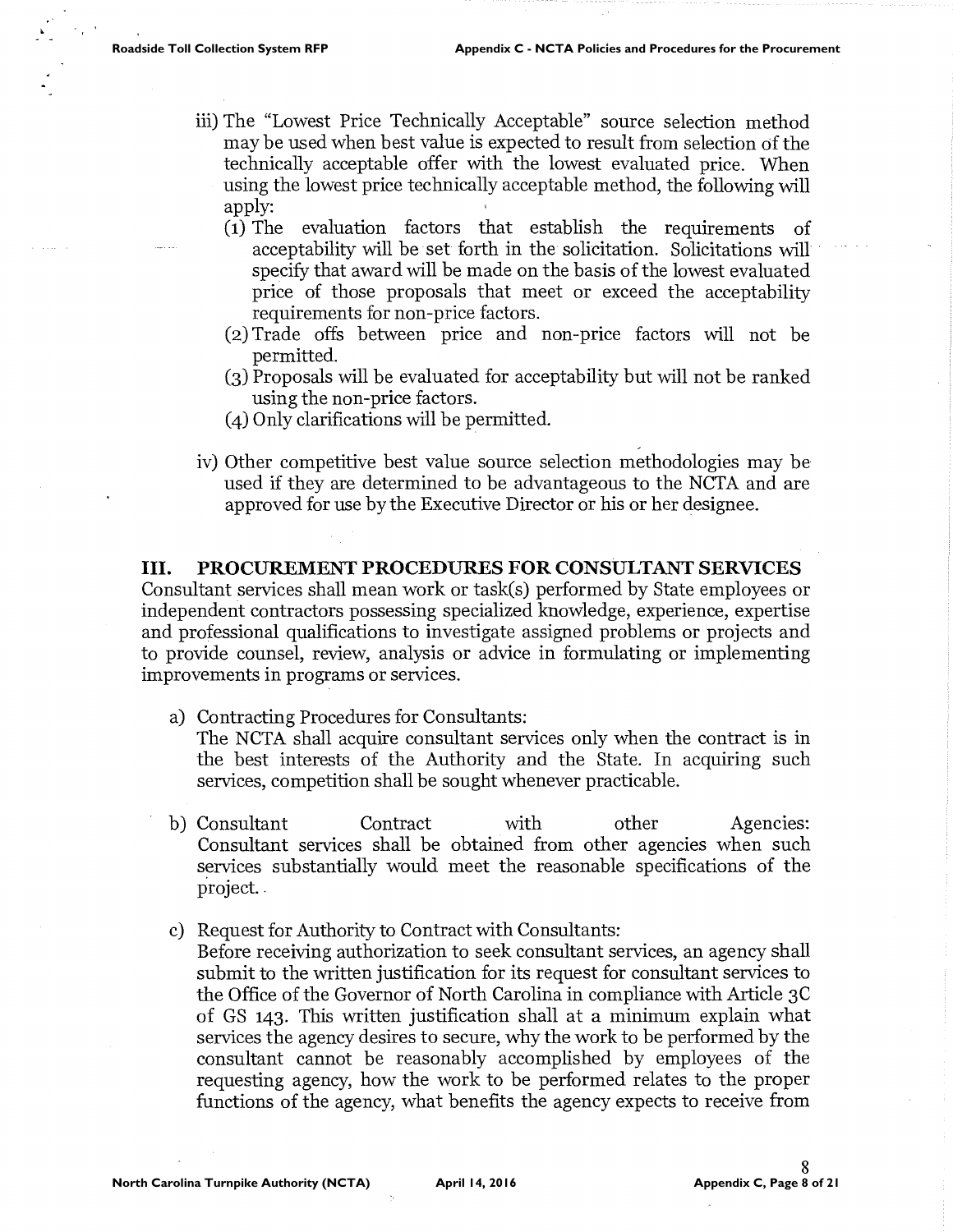iii) The "Lowest Price Technically Acceptable" source selection method may be used when best value is expected to result from selection of the technically acceptable offer with the lowest evaluated price. When using the lowest price technically acceptable method, the following will apply:

(1) The evaluation factors that establish the requirements of acceptability will be set forth in the solicitation. Solicitations will specify that award will be made on the basis of the lowest evaluated price of those proposals that meet or exceed the acceptability requirements for non-price factors.

(2) Trade offs between price and non-price factors will not be permitted.

(3) Proposals will be evaluated for acceptability but will not be ranked using the non-price factors.

(4) Only clarifications will be permitted.

iv) Other competitive best value source selection methodologies may be used if they are determined to be advantageous to the NCTA and are approved for use by the Executive Director or his or her designee.

## III. PROCUREMENT PROCEDURES FOR CONSULTANT SERVICES

Consultant services shall mean work or task(s) performed by State employees or independent contractors possessing specialized knowledge, experience, expertise and professional qualifications to investigate assigned problems or projects and to provide counsel, review, analysis or advice in formulating or implementing improvements in programs or services.

a) Contracting Procedures for Consultants:
The NCTA shall acquire consultant services only when the contract is in the best interests of the Authority and the State. In acquiring such services, competition shall be sought whenever practicable.

b) Consultant Contract with other Agencies:
Consultant services shall be obtained from other agencies when such services substantially would meet the reasonable specifications of the project.

c) Request for Authority to Contract with Consultants:
Before receiving authorization to seek consultant services, an agency shall submit to the written justification for its request for consultant services to the Office of the Governor of North Carolina in compliance with Article 3C of GS 143. This written justification shall at a minimum explain what services the agency desires to secure, why the work to be performed by the consultant cannot be reasonably accomplished by employees of the requesting agency, how the work to be performed relates to the proper functions of the agency, what benefits the agency expects to receive from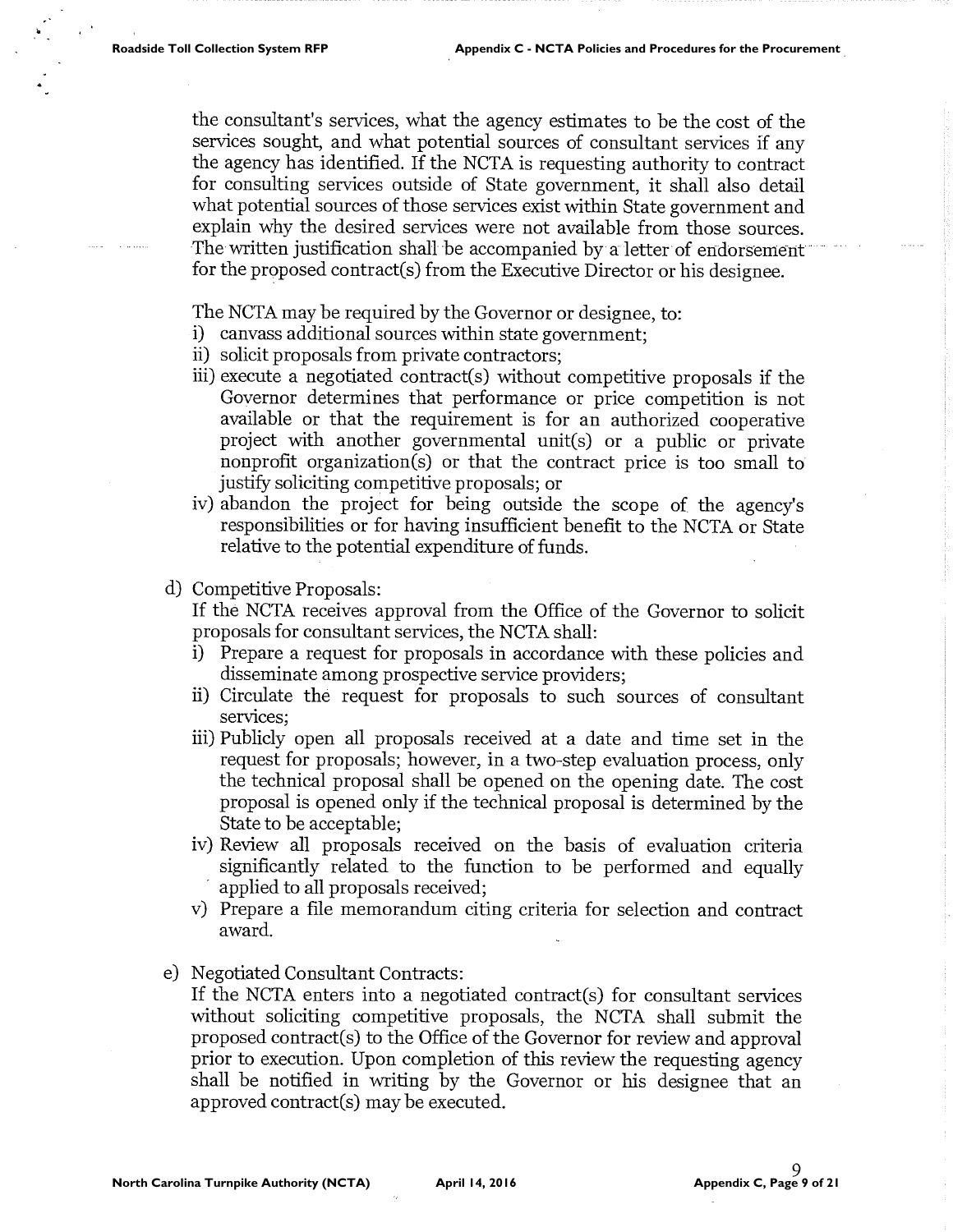the consultant's services, what the agency estimates to be the cost of the services sought, and what potential sources of consultant services if any the agency has identified. If the NCTA is requesting authority to contract for consulting services outside of State government, it shall also detail what potential sources of those services exist within State government and explain why the desired services were not available from those sources. The written justification shall be accompanied by a letter of endorsement for the proposed contract(s) from the Executive Director or his designee.

The NCTA may be required by the Governor or designee, to:

i) canvass additional sources within state government;
ii) solicit proposals from private contractors;
iii) execute a negotiated contract(s) without competitive proposals if the Governor determines that performance or price competition is not available or that the requirement is for an authorized cooperative project with another governmental unit(s) or a public or private nonprofit organization(s) or that the contract price is too small to justify soliciting competitive proposals; or
iv) abandon the project for being outside the scope of the agency's responsibilities or for having insufficient benefit to the NCTA or State relative to the potential expenditure of funds.

d) Competitive Proposals:
If the NCTA receives approval from the Office of the Governor to solicit proposals for consultant services, the NCTA shall:
   i) Prepare a request for proposals in accordance with these policies and disseminate among prospective service providers;
   ii) Circulate the request for proposals to such sources of consultant services;
   iii) Publicly open all proposals received at a date and time set in the request for proposals; however, in a two-step evaluation process, only the technical proposal shall be opened on the opening date. The cost proposal is opened only if the technical proposal is determined by the State to be acceptable;
   iv) Review all proposals received on the basis of evaluation criteria significantly related to the function to be performed and equally applied to all proposals received;
   v) Prepare a file memorandum citing criteria for selection and contract award.

e) Negotiated Consultant Contracts:
If the NCTA enters into a negotiated contract(s) for consultant services without soliciting competitive proposals, the NCTA shall submit the proposed contract(s) to the Office of the Governor for review and approval prior to execution. Upon completion of this review the requesting agency shall be notified in writing by the Governor or his designee that an approved contract(s) may be executed.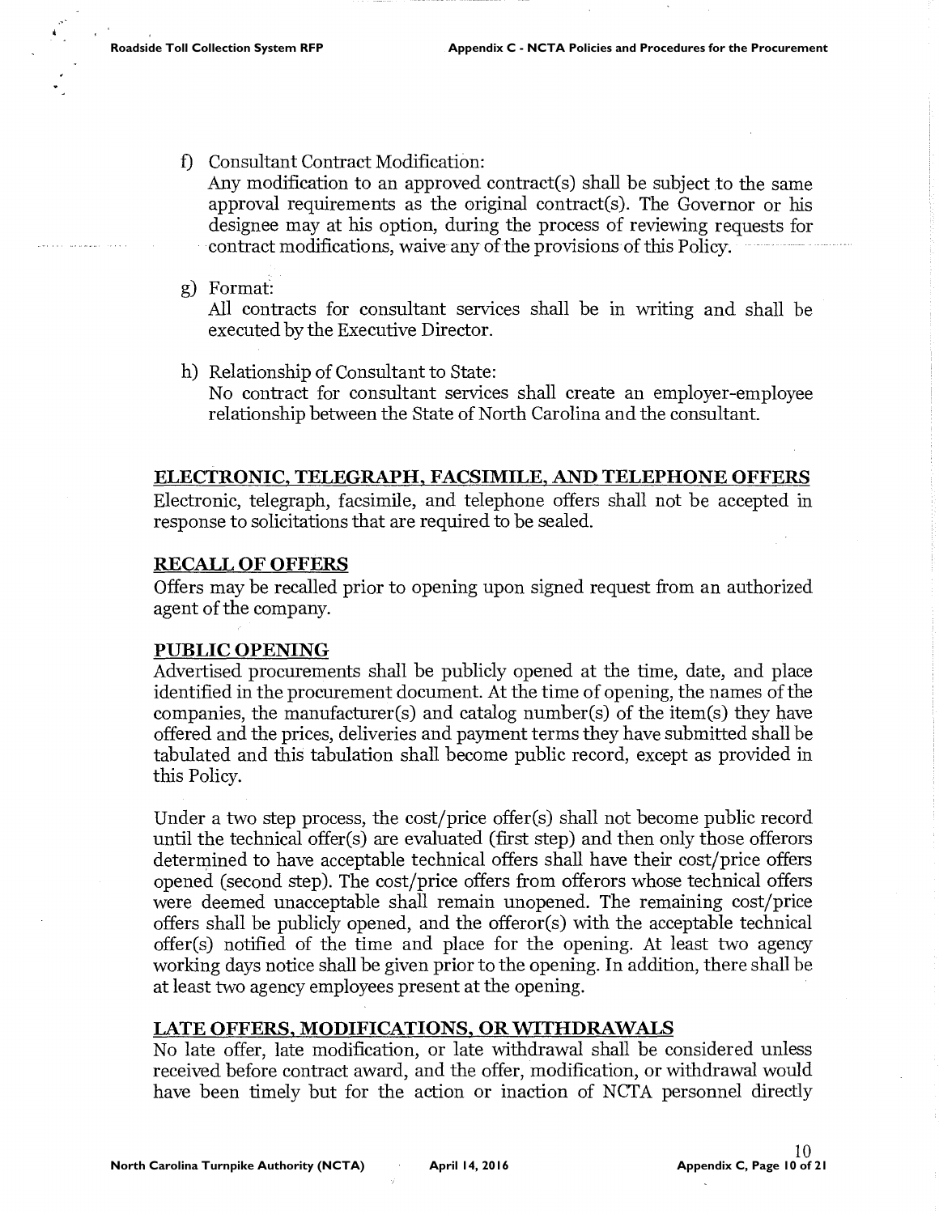f) Consultant Contract Modification:
   Any modification to an approved contract(s) shall be subject to the same approval requirements as the original contract(s). The Governor or his designee may at his option, during the process of reviewing requests for contract modifications, waive any of the provisions of this Policy.

g) Format:
   All contracts for consultant services shall be in writing and shall be executed by the Executive Director.

h) Relationship of Consultant to State:
   No contract for consultant services shall create an employer-employee relationship between the State of North Carolina and the consultant.

## ELECTRONIC, TELEGRAPH, FACSIMILE, AND TELEPHONE OFFERS

Electronic, telegraph, facsimile, and telephone offers shall not be accepted in response to solicitations that are required to be sealed.

## RECALL OF OFFERS

Offers may be recalled prior to opening upon signed request from an authorized agent of the company.

## PUBLIC OPENING

Advertised procurements shall be publicly opened at the time, date, and place identified in the procurement document. At the time of opening, the names of the companies, the manufacturer(s) and catalog number(s) of the item(s) they have offered and the prices, deliveries and payment terms they have submitted shall be tabulated and this tabulation shall become public record, except as provided in this Policy.

Under a two step process, the cost/price offer(s) shall not become public record until the technical offer(s) are evaluated (first step) and then only those offerors determined to have acceptable technical offers shall have their cost/price offers opened (second step). The cost/price offers from offerors whose technical offers were deemed unacceptable shall remain unopened. The remaining cost/price offers shall be publicly opened, and the offeror(s) with the acceptable technical offer(s) notified of the time and place for the opening. At least two agency working days notice shall be given prior to the opening. In addition, there shall be at least two agency employees present at the opening.

## LATE OFFERS, MODIFICATIONS, OR WITHDRAWALS

No late offer, late modification, or late withdrawal shall be considered unless received before contract award, and the offer, modification, or withdrawal would have been timely but for the action or inaction of NCTA personnel directly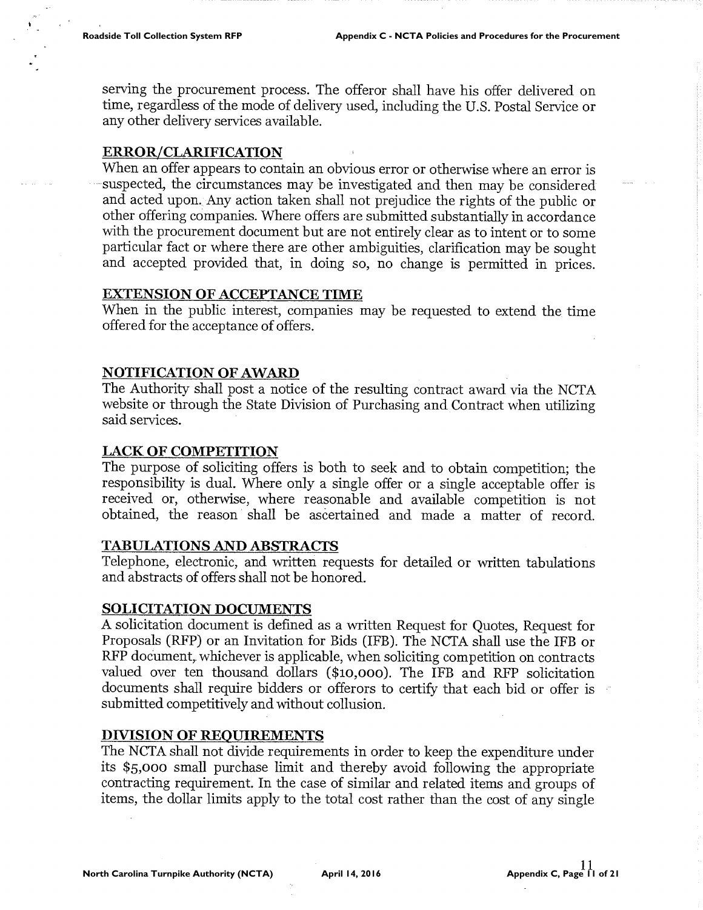serving the procurement process. The offeror shall have his offer delivered on time, regardless of the mode of delivery used, including the U.S. Postal Service or any other delivery services available.

**ERROR/CLARIFICATION**

When an offer appears to contain an obvious error or otherwise where an error is suspected, the circumstances may be investigated and then may be considered and acted upon. Any action taken shall not prejudice the rights of the public or other offering companies. Where offers are submitted substantially in accordance with the procurement document but are not entirely clear as to intent or to some particular fact or where there are other ambiguities, clarification may be sought and accepted provided that, in doing so, no change is permitted in prices.

**EXTENSION OF ACCEPTANCE TIME**

When in the public interest, companies may be requested to extend the time offered for the acceptance of offers.

**NOTIFICATION OF AWARD**

The Authority shall post a notice of the resulting contract award via the NCTA website or through the State Division of Purchasing and Contract when utilizing said services.

**LACK OF COMPETITION**

The purpose of soliciting offers is both to seek and to obtain competition; the responsibility is dual. Where only a single offer or a single acceptable offer is received or, otherwise, where reasonable and available competition is not obtained, the reason shall be ascertained and made a matter of record.

**TABULATIONS AND ABSTRACTS**

Telephone, electronic, and written requests for detailed or written tabulations and abstracts of offers shall not be honored.

**SOLICITATION DOCUMENTS**

A solicitation document is defined as a written Request for Quotes, Request for Proposals (RFP) or an Invitation for Bids (IFB). The NCTA shall use the IFB or RFP document, whichever is applicable, when soliciting competition on contracts valued over ten thousand dollars ($10,000). The IFB and RFP solicitation documents shall require bidders or offerors to certify that each bid or offer is submitted competitively and without collusion.

**DIVISION OF REQUIREMENTS**

The NCTA shall not divide requirements in order to keep the expenditure under its $5,000 small purchase limit and thereby avoid following the appropriate contracting requirement. In the case of similar and related items and groups of items, the dollar limits apply to the total cost rather than the cost of any single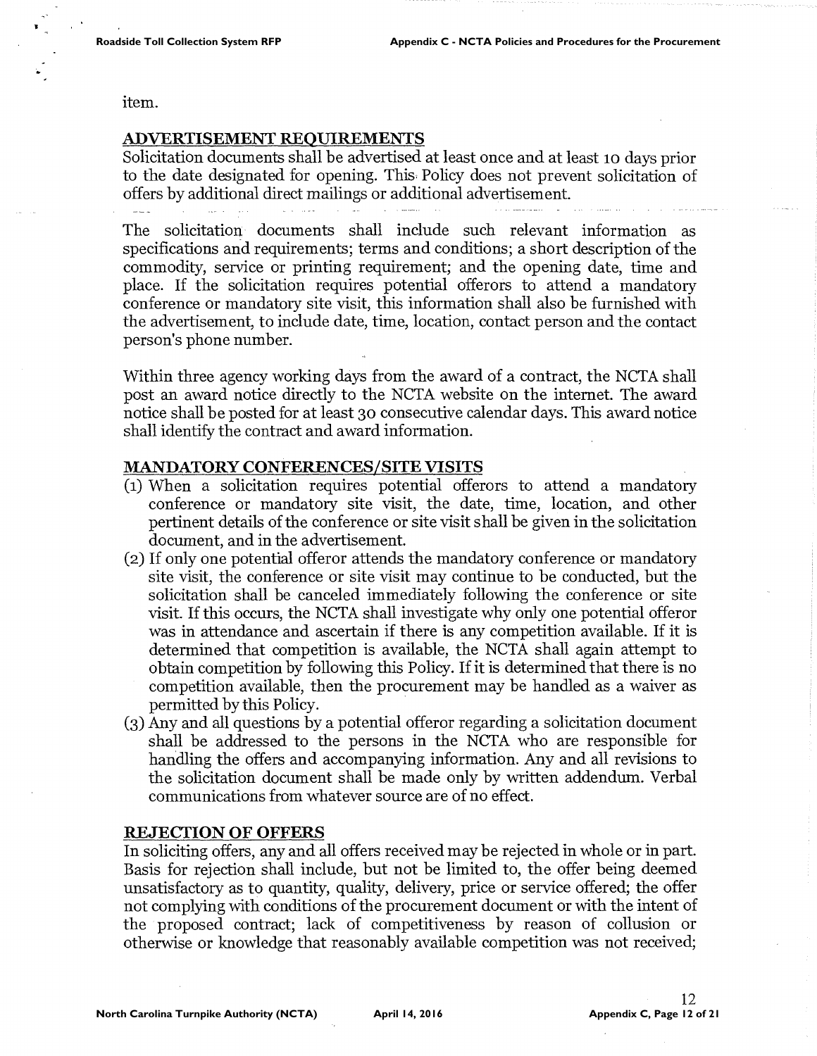item.

## ADVERTISEMENT REQUIREMENTS

Solicitation documents shall be advertised at least once and at least 10 days prior to the date designated for opening. This Policy does not prevent solicitation of offers by additional direct mailings or additional advertisement.

The solicitation documents shall include such relevant information as specifications and requirements; terms and conditions; a short description of the commodity, service or printing requirement; and the opening date, time and place. If the solicitation requires potential offerors to attend a mandatory conference or mandatory site visit, this information shall also be furnished with the advertisement, to include date, time, location, contact person and the contact person's phone number.

Within three agency working days from the award of a contract, the NCTA shall post an award notice directly to the NCTA website on the internet. The award notice shall be posted for at least 30 consecutive calendar days. This award notice shall identify the contract and award information.

## MANDATORY CONFERENCES/SITE VISITS

(1) When a solicitation requires potential offerors to attend a mandatory conference or mandatory site visit, the date, time, location, and other pertinent details of the conference or site visit shall be given in the solicitation document, and in the advertisement.

(2) If only one potential offeror attends the mandatory conference or mandatory site visit, the conference or site visit may continue to be conducted, but the solicitation shall be canceled immediately following the conference or site visit. If this occurs, the NCTA shall investigate why only one potential offeror was in attendance and ascertain if there is any competition available. If it is determined that competition is available, the NCTA shall again attempt to obtain competition by following this Policy. If it is determined that there is no competition available, then the procurement may be handled as a waiver as permitted by this Policy.

(3) Any and all questions by a potential offeror regarding a solicitation document shall be addressed to the persons in the NCTA who are responsible for handling the offers and accompanying information. Any and all revisions to the solicitation document shall be made only by written addendum. Verbal communications from whatever source are of no effect.

## REJECTION OF OFFERS

In soliciting offers, any and all offers received may be rejected in whole or in part. Basis for rejection shall include, but not be limited to, the offer being deemed unsatisfactory as to quantity, quality, delivery, price or service offered; the offer not complying with conditions of the procurement document or with the intent of the proposed contract; lack of competitiveness by reason of collusion or otherwise or knowledge that reasonably available competition was not received;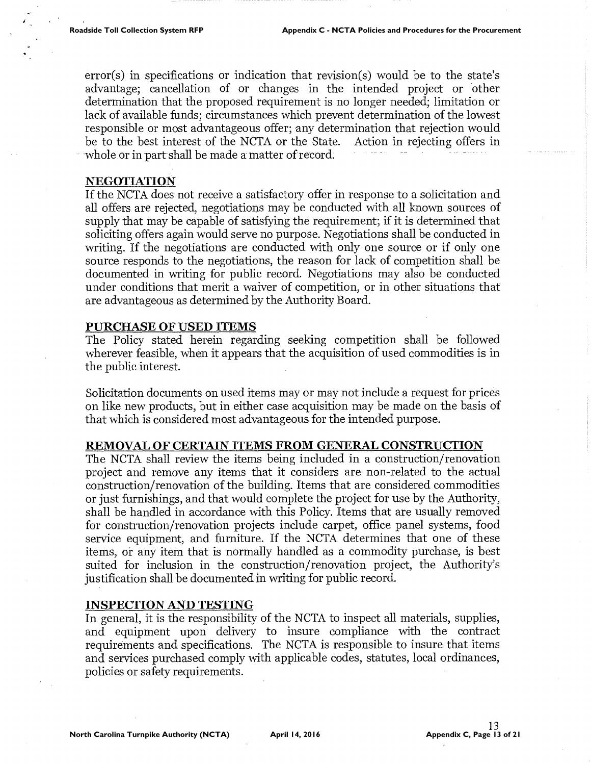error(s) in specifications or indication that revision(s) would be to the state's advantage; cancellation of or changes in the intended project or other determination that the proposed requirement is no longer needed; limitation or lack of available funds; circumstances which prevent determination of the lowest responsible or most advantageous offer; any determination that rejection would be to the best interest of the NCTA or the State. Action in rejecting offers in whole or in part shall be made a matter of record.

## NEGOTIATION

If the NCTA does not receive a satisfactory offer in response to a solicitation and all offers are rejected, negotiations may be conducted with all known sources of supply that may be capable of satisfying the requirement; if it is determined that soliciting offers again would serve no purpose. Negotiations shall be conducted in writing. If the negotiations are conducted with only one source or if only one source responds to the negotiations, the reason for lack of competition shall be documented in writing for public record. Negotiations may also be conducted under conditions that merit a waiver of competition, or in other situations that are advantageous as determined by the Authority Board.

## PURCHASE OF USED ITEMS

The Policy stated herein regarding seeking competition shall be followed wherever feasible, when it appears that the acquisition of used commodities is in the public interest.

Solicitation documents on used items may or may not include a request for prices on like new products, but in either case acquisition may be made on the basis of that which is considered most advantageous for the intended purpose.

## REMOVAL OF CERTAIN ITEMS FROM GENERAL CONSTRUCTION

The NCTA shall review the items being included in a construction/renovation project and remove any items that it considers are non-related to the actual construction/renovation of the building. Items that are considered commodities or just furnishings, and that would complete the project for use by the Authority, shall be handled in accordance with this Policy. Items that are usually removed for construction/renovation projects include carpet, office panel systems, food service equipment, and furniture. If the NCTA determines that one of these items, or any item that is normally handled as a commodity purchase, is best suited for inclusion in the construction/renovation project, the Authority's justification shall be documented in writing for public record.

## INSPECTION AND TESTING

In general, it is the responsibility of the NCTA to inspect all materials, supplies, and equipment upon delivery to insure compliance with the contract requirements and specifications. The NCTA is responsible to insure that items and services purchased comply with applicable codes, statutes, local ordinances, policies or safety requirements.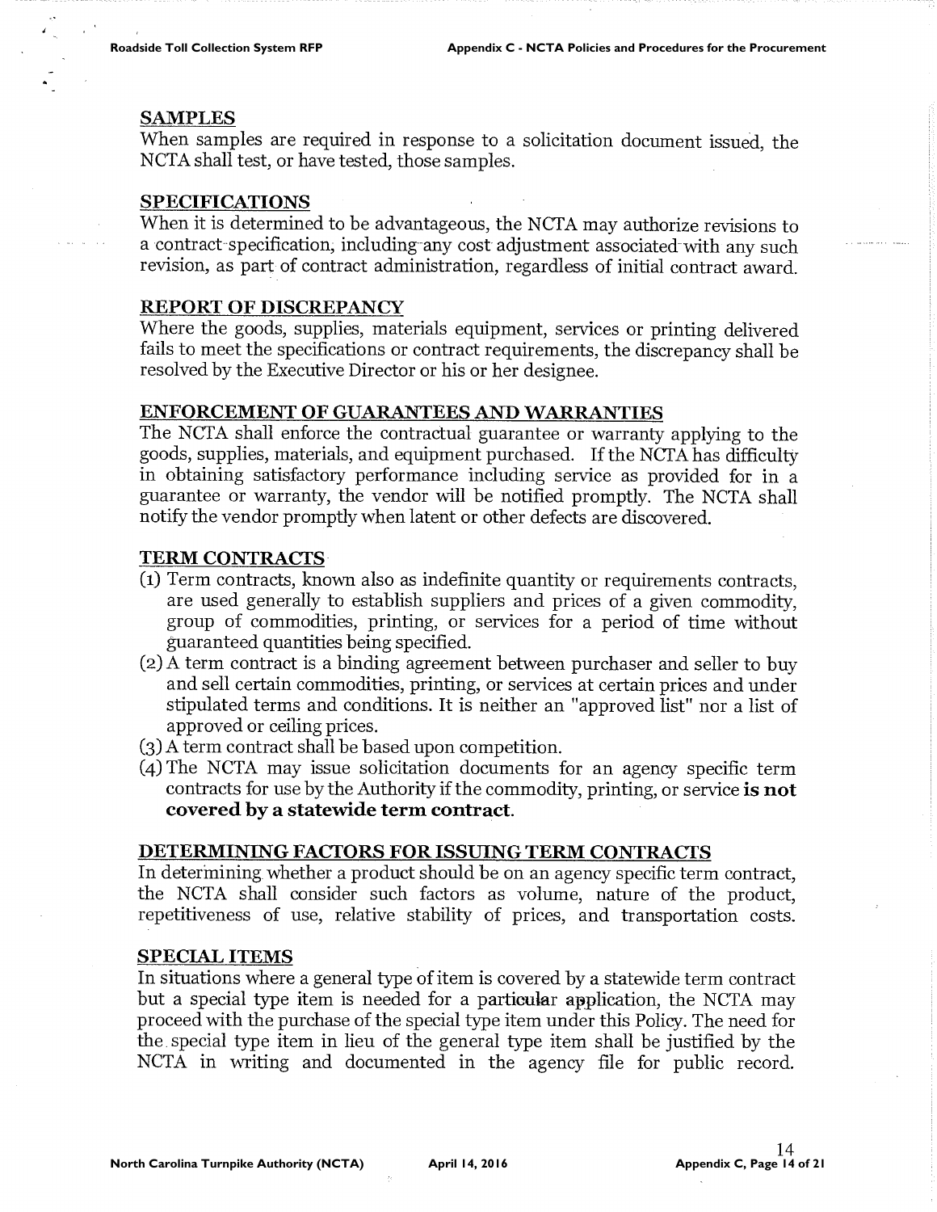## SAMPLES

When samples are required in response to a solicitation document issued, the NCTA shall test, or have tested, those samples.

## SPECIFICATIONS

When it is determined to be advantageous, the NCTA may authorize revisions to a contract specification, including any cost adjustment associated with any such revision, as part of contract administration, regardless of initial contract award.

## REPORT OF DISCREPANCY

Where the goods, supplies, materials equipment, services or printing delivered fails to meet the specifications or contract requirements, the discrepancy shall be resolved by the Executive Director or his or her designee.

## ENFORCEMENT OF GUARANTEES AND WARRANTIES

The NCTA shall enforce the contractual guarantee or warranty applying to the goods, supplies, materials, and equipment purchased. If the NCTA has difficulty in obtaining satisfactory performance including service as provided for in a guarantee or warranty, the vendor will be notified promptly. The NCTA shall notify the vendor promptly when latent or other defects are discovered.

## TERM CONTRACTS

(1) Term contracts, known also as indefinite quantity or requirements contracts, are used generally to establish suppliers and prices of a given commodity, group of commodities, printing, or services for a period of time without guaranteed quantities being specified.

(2) A term contract is a binding agreement between purchaser and seller to buy and sell certain commodities, printing, or services at certain prices and under stipulated terms and conditions. It is neither an "approved list" nor a list of approved or ceiling prices.

(3) A term contract shall be based upon competition.

(4) The NCTA may issue solicitation documents for an agency specific term contracts for use by the Authority if the commodity, printing, or service **is not covered by a statewide term contract**.

## DETERMINING FACTORS FOR ISSUING TERM CONTRACTS

In determining whether a product should be on an agency specific term contract, the NCTA shall consider such factors as volume, nature of the product, repetitiveness of use, relative stability of prices, and transportation costs.

## SPECIAL ITEMS

In situations where a general type of item is covered by a statewide term contract but a special type item is needed for a particular application, the NCTA may proceed with the purchase of the special type item under this Policy. The need for the special type item in lieu of the general type item shall be justified by the NCTA in writing and documented in the agency file for public record.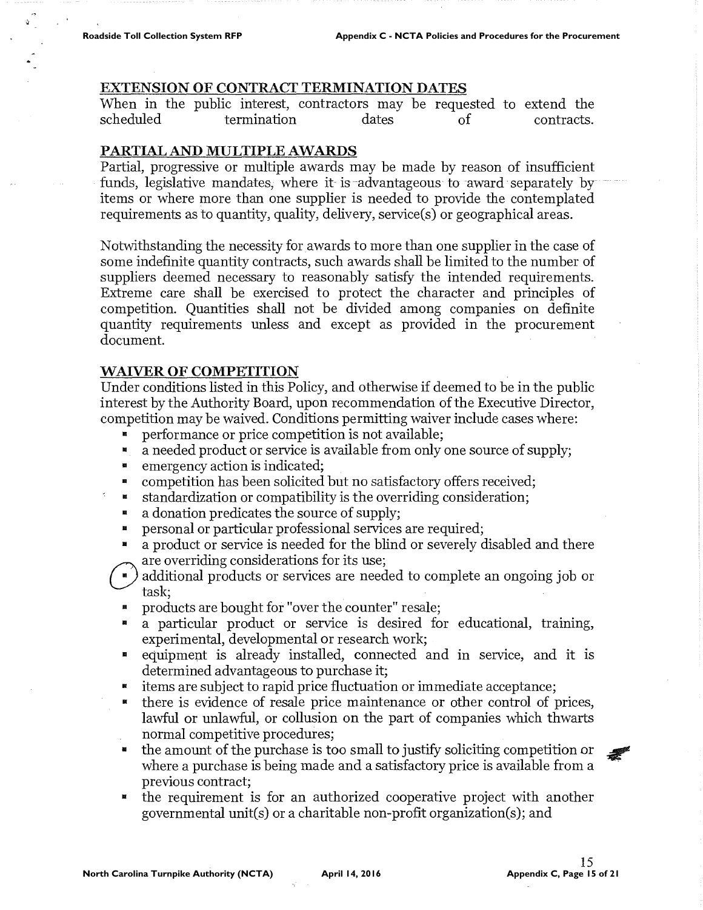## EXTENSION OF CONTRACT TERMINATION DATES

When in the public interest, contractors may be requested to extend the scheduled termination dates of contracts.

## PARTIAL AND MULTIPLE AWARDS

Partial, progressive or multiple awards may be made by reason of insufficient funds, legislative mandates, where it is advantageous to award separately by items or where more than one supplier is needed to provide the contemplated requirements as to quantity, quality, delivery, service(s) or geographical areas.

Notwithstanding the necessity for awards to more than one supplier in the case of some indefinite quantity contracts, such awards shall be limited to the number of suppliers deemed necessary to reasonably satisfy the intended requirements. Extreme care shall be exercised to protect the character and principles of competition. Quantities shall not be divided among companies on definite quantity requirements unless and except as provided in the procurement document.

## WAIVER OF COMPETITION

Under conditions listed in this Policy, and otherwise if deemed to be in the public interest by the Authority Board, upon recommendation of the Executive Director, competition may be waived. Conditions permitting waiver include cases where:

- performance or price competition is not available;
- a needed product or service is available from only one source of supply;
- emergency action is indicated;
- competition has been solicited but no satisfactory offers received;
- standardization or compatibility is the overriding consideration;
- a donation predicates the source of supply;
- personal or particular professional services are required;
- a product or service is needed for the blind or severely disabled and there are overriding considerations for its use;
- additional products or services are needed to complete an ongoing job or task;
- products are bought for "over the counter" resale;
- a particular product or service is desired for educational, training, experimental, developmental or research work;
- equipment is already installed, connected and in service, and it is determined advantageous to purchase it;
- items are subject to rapid price fluctuation or immediate acceptance;
- there is evidence of resale price maintenance or other control of prices, lawful or unlawful, or collusion on the part of companies which thwarts normal competitive procedures;
- the amount of the purchase is too small to justify soliciting competition or where a purchase is being made and a satisfactory price is available from a previous contract;
- the requirement is for an authorized cooperative project with another governmental unit(s) or a charitable non-profit organization(s); and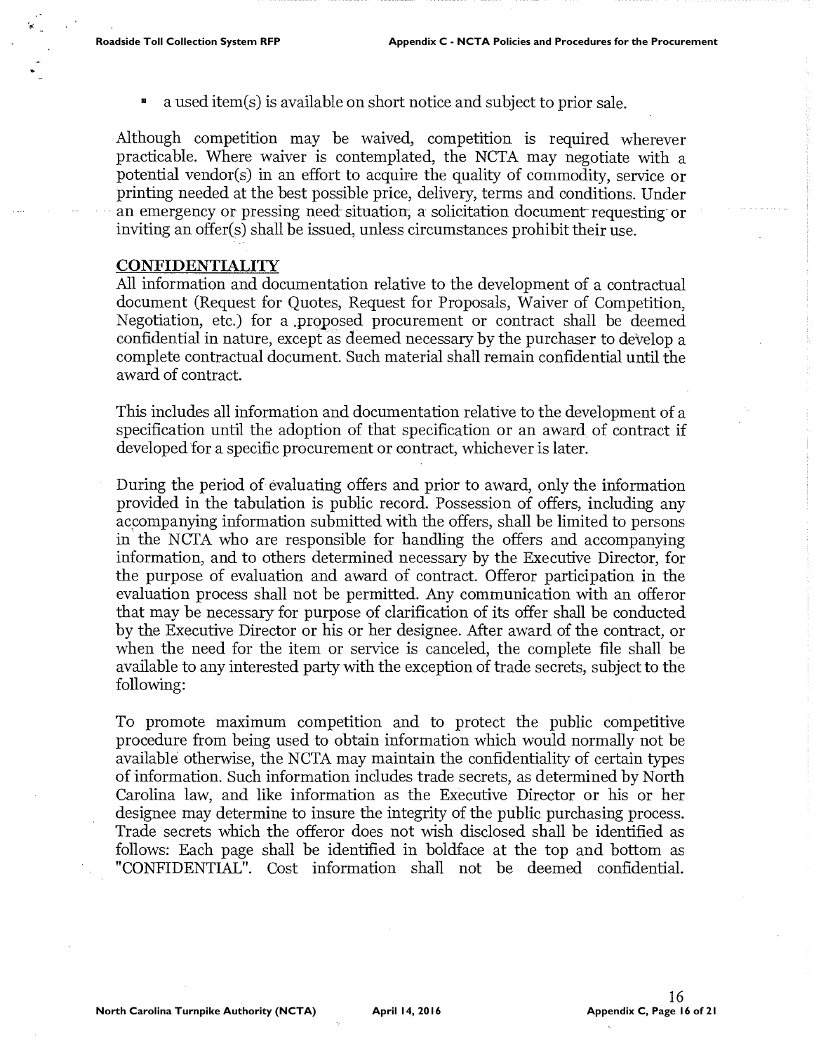- a used item(s) is available on short notice and subject to prior sale.

Although competition may be waived, competition is required wherever practicable. Where waiver is contemplated, the NCTA may negotiate with a potential vendor(s) in an effort to acquire the quality of commodity, service or printing needed at the best possible price, delivery, terms and conditions. Under an emergency or pressing need situation, a solicitation document requesting or inviting an offer(s) shall be issued, unless circumstances prohibit their use.

**CONFIDENTIALITY**

All information and documentation relative to the development of a contractual document (Request for Quotes, Request for Proposals, Waiver of Competition, Negotiation, etc.) for a proposed procurement or contract shall be deemed confidential in nature, except as deemed necessary by the purchaser to develop a complete contractual document. Such material shall remain confidential until the award of contract.

This includes all information and documentation relative to the development of a specification until the adoption of that specification or an award of contract if developed for a specific procurement or contract, whichever is later.

During the period of evaluating offers and prior to award, only the information provided in the tabulation is public record. Possession of offers, including any accompanying information submitted with the offers, shall be limited to persons in the NCTA who are responsible for handling the offers and accompanying information, and to others determined necessary by the Executive Director, for the purpose of evaluation and award of contract. Offeror participation in the evaluation process shall not be permitted. Any communication with an offeror that may be necessary for purpose of clarification of its offer shall be conducted by the Executive Director or his or her designee. After award of the contract, or when the need for the item or service is canceled, the complete file shall be available to any interested party with the exception of trade secrets, subject to the following:

To promote maximum competition and to protect the public competitive procedure from being used to obtain information which would normally not be available otherwise, the NCTA may maintain the confidentiality of certain types of information. Such information includes trade secrets, as determined by North Carolina law, and like information as the Executive Director or his or her designee may determine to insure the integrity of the public purchasing process. Trade secrets which the offeror does not wish disclosed shall be identified as follows: Each page shall be identified in boldface at the top and bottom as "CONFIDENTIAL". Cost information shall not be deemed confidential.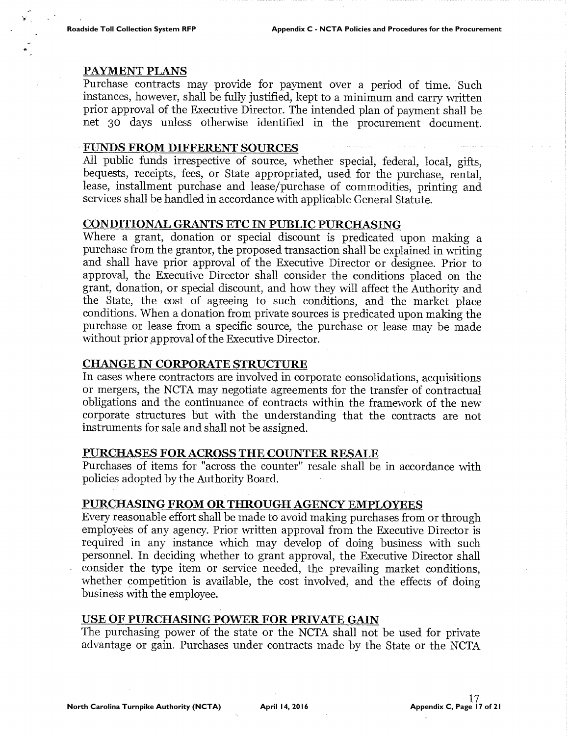## PAYMENT PLANS

Purchase contracts may provide for payment over a period of time. Such instances, however, shall be fully justified, kept to a minimum and carry written prior approval of the Executive Director. The intended plan of payment shall be net 30 days unless otherwise identified in the procurement document.

## FUNDS FROM DIFFERENT SOURCES

All public funds irrespective of source, whether special, federal, local, gifts, bequests, receipts, fees, or State appropriated, used for the purchase, rental, lease, installment purchase and lease/purchase of commodities, printing and services shall be handled in accordance with applicable General Statute.

## CONDITIONAL GRANTS ETC IN PUBLIC PURCHASING

Where a grant, donation or special discount is predicated upon making a purchase from the grantor, the proposed transaction shall be explained in writing and shall have prior approval of the Executive Director or designee. Prior to approval, the Executive Director shall consider the conditions placed on the grant, donation, or special discount, and how they will affect the Authority and the State, the cost of agreeing to such conditions, and the market place conditions. When a donation from private sources is predicated upon making the purchase or lease from a specific source, the purchase or lease may be made without prior approval of the Executive Director.

## CHANGE IN CORPORATE STRUCTURE

In cases where contractors are involved in corporate consolidations, acquisitions or mergers, the NCTA may negotiate agreements for the transfer of contractual obligations and the continuance of contracts within the framework of the new corporate structures but with the understanding that the contracts are not instruments for sale and shall not be assigned.

## PURCHASES FOR ACROSS THE COUNTER RESALE

Purchases of items for "across the counter" resale shall be in accordance with policies adopted by the Authority Board.

## PURCHASING FROM OR THROUGH AGENCY EMPLOYEES

Every reasonable effort shall be made to avoid making purchases from or through employees of any agency. Prior written approval from the Executive Director is required in any instance which may develop of doing business with such personnel. In deciding whether to grant approval, the Executive Director shall consider the type item or service needed, the prevailing market conditions, whether competition is available, the cost involved, and the effects of doing business with the employee.

## USE OF PURCHASING POWER FOR PRIVATE GAIN

The purchasing power of the state or the NCTA shall not be used for private advantage or gain. Purchases under contracts made by the State or the NCTA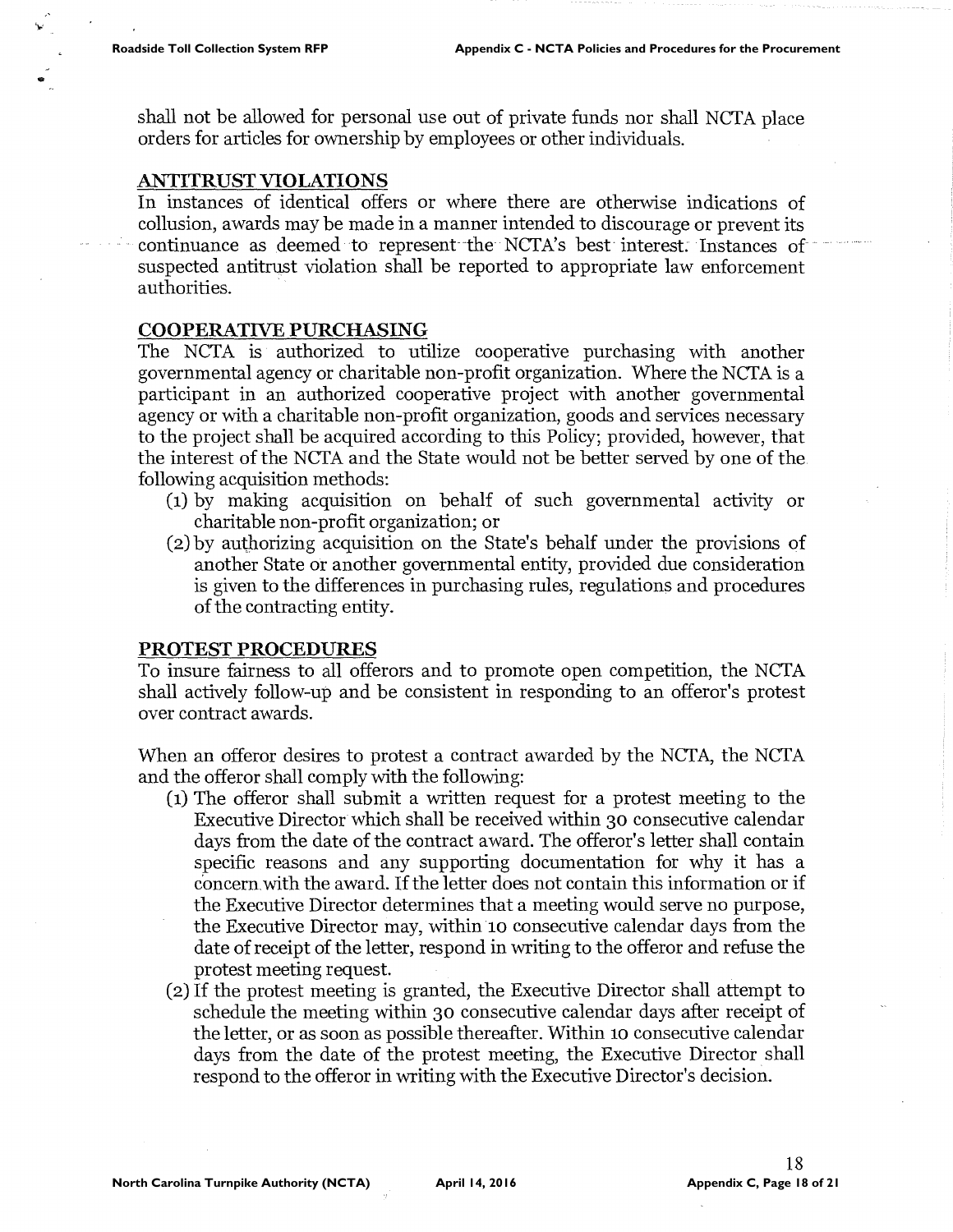shall not be allowed for personal use out of private funds nor shall NCTA place orders for articles for ownership by employees or other individuals.

## ANTITRUST VIOLATIONS

In instances of identical offers or where there are otherwise indications of collusion, awards may be made in a manner intended to discourage or prevent its continuance as deemed to represent the NCTA's best interest. Instances of suspected antitrust violation shall be reported to appropriate law enforcement authorities.

## COOPERATIVE PURCHASING

The NCTA is authorized to utilize cooperative purchasing with another governmental agency or charitable non-profit organization. Where the NCTA is a participant in an authorized cooperative project with another governmental agency or with a charitable non-profit organization, goods and services necessary to the project shall be acquired according to this Policy; provided, however, that the interest of the NCTA and the State would not be better served by one of the following acquisition methods:

(1) by making acquisition on behalf of such governmental activity or charitable non-profit organization; or

(2) by authorizing acquisition on the State's behalf under the provisions of another State or another governmental entity, provided due consideration is given to the differences in purchasing rules, regulations and procedures of the contracting entity.

## PROTEST PROCEDURES

To insure fairness to all offerors and to promote open competition, the NCTA shall actively follow-up and be consistent in responding to an offeror's protest over contract awards.

When an offeror desires to protest a contract awarded by the NCTA, the NCTA and the offeror shall comply with the following:

(1) The offeror shall submit a written request for a protest meeting to the Executive Director which shall be received within 30 consecutive calendar days from the date of the contract award. The offeror's letter shall contain specific reasons and any supporting documentation for why it has a concern with the award. If the letter does not contain this information or if the Executive Director determines that a meeting would serve no purpose, the Executive Director may, within 10 consecutive calendar days from the date of receipt of the letter, respond in writing to the offeror and refuse the protest meeting request.

(2) If the protest meeting is granted, the Executive Director shall attempt to schedule the meeting within 30 consecutive calendar days after receipt of the letter, or as soon as possible thereafter. Within 10 consecutive calendar days from the date of the protest meeting, the Executive Director shall respond to the offeror in writing with the Executive Director's decision.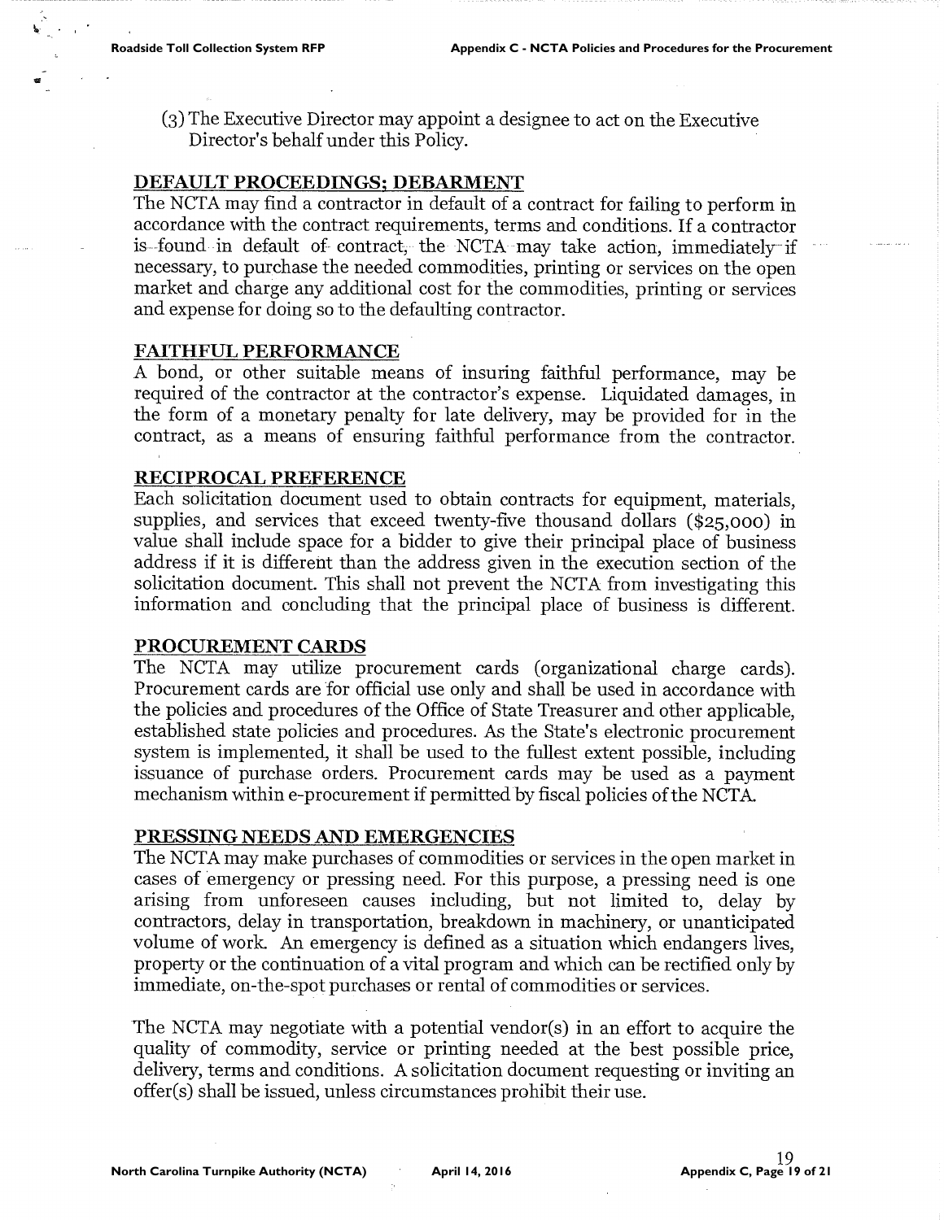(3) The Executive Director may appoint a designee to act on the Executive Director's behalf under this Policy.

## DEFAULT PROCEEDINGS; DEBARMENT

The NCTA may find a contractor in default of a contract for failing to perform in accordance with the contract requirements, terms and conditions. If a contractor is found in default of contract, the NCTA may take action, immediately if necessary, to purchase the needed commodities, printing or services on the open market and charge any additional cost for the commodities, printing or services and expense for doing so to the defaulting contractor.

## FAITHFUL PERFORMANCE

A bond, or other suitable means of insuring faithful performance, may be required of the contractor at the contractor's expense. Liquidated damages, in the form of a monetary penalty for late delivery, may be provided for in the contract, as a means of ensuring faithful performance from the contractor.

## RECIPROCAL PREFERENCE

Each solicitation document used to obtain contracts for equipment, materials, supplies, and services that exceed twenty-five thousand dollars ($25,000) in value shall include space for a bidder to give their principal place of business address if it is different than the address given in the execution section of the solicitation document. This shall not prevent the NCTA from investigating this information and concluding that the principal place of business is different.

## PROCUREMENT CARDS

The NCTA may utilize procurement cards (organizational charge cards). Procurement cards are for official use only and shall be used in accordance with the policies and procedures of the Office of State Treasurer and other applicable, established state policies and procedures. As the State's electronic procurement system is implemented, it shall be used to the fullest extent possible, including issuance of purchase orders. Procurement cards may be used as a payment mechanism within e-procurement if permitted by fiscal policies of the NCTA.

## PRESSING NEEDS AND EMERGENCIES

The NCTA may make purchases of commodities or services in the open market in cases of emergency or pressing need. For this purpose, a pressing need is one arising from unforeseen causes including, but not limited to, delay by contractors, delay in transportation, breakdown in machinery, or unanticipated volume of work. An emergency is defined as a situation which endangers lives, property or the continuation of a vital program and which can be rectified only by immediate, on-the-spot purchases or rental of commodities or services.

The NCTA may negotiate with a potential vendor(s) in an effort to acquire the quality of commodity, service or printing needed at the best possible price, delivery, terms and conditions. A solicitation document requesting or inviting an offer(s) shall be issued, unless circumstances prohibit their use.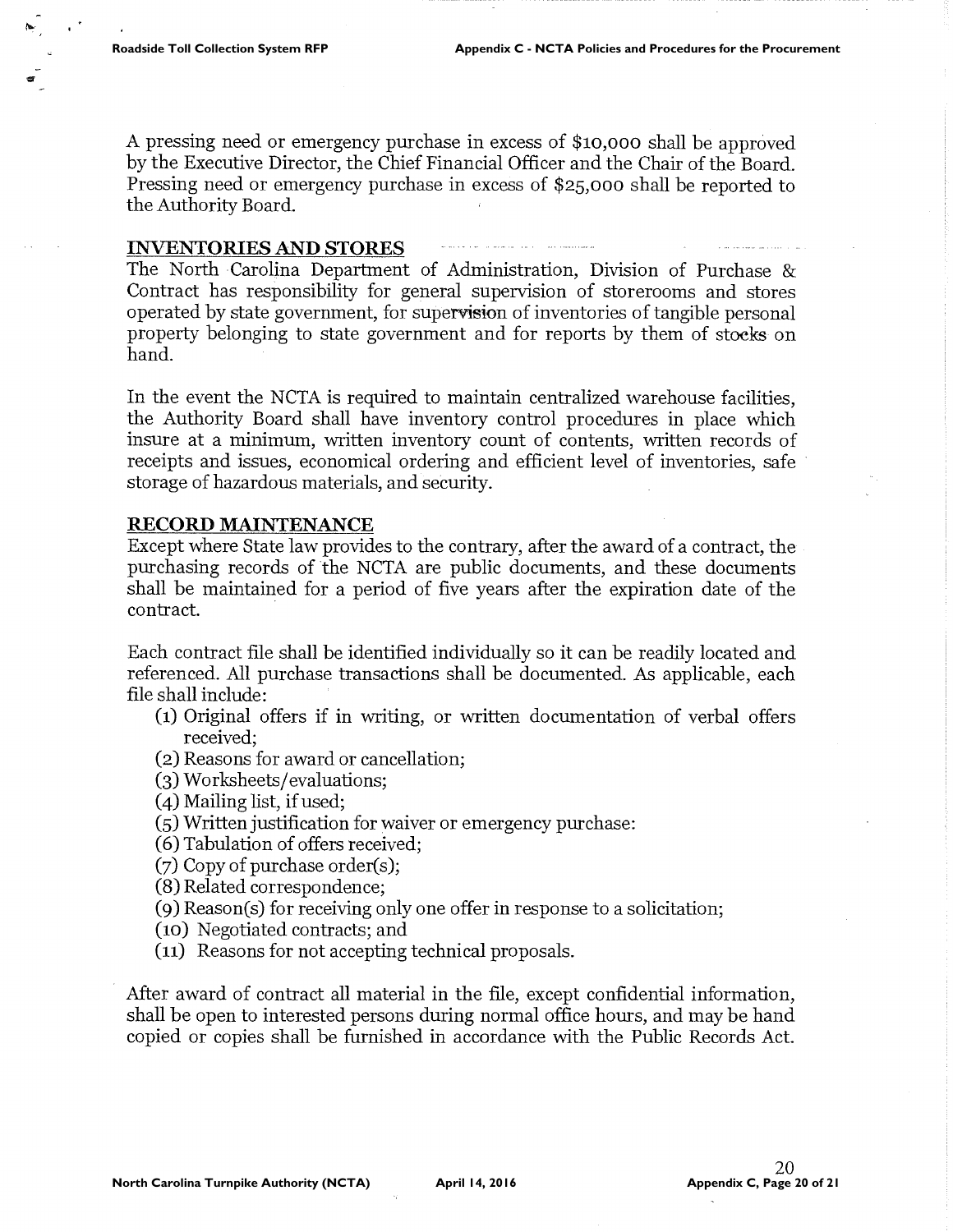A pressing need or emergency purchase in excess of $10,000 shall be approved by the Executive Director, the Chief Financial Officer and the Chair of the Board. Pressing need or emergency purchase in excess of $25,000 shall be reported to the Authority Board.

## INVENTORIES AND STORES

The North Carolina Department of Administration, Division of Purchase & Contract has responsibility for general supervision of storerooms and stores operated by state government, for supervision of inventories of tangible personal property belonging to state government and for reports by them of stocks on hand.

In the event the NCTA is required to maintain centralized warehouse facilities, the Authority Board shall have inventory control procedures in place which insure at a minimum, written inventory count of contents, written records of receipts and issues, economical ordering and efficient level of inventories, safe storage of hazardous materials, and security.

## RECORD MAINTENANCE

Except where State law provides to the contrary, after the award of a contract, the purchasing records of the NCTA are public documents, and these documents shall be maintained for a period of five years after the expiration date of the contract.

Each contract file shall be identified individually so it can be readily located and referenced. All purchase transactions shall be documented. As applicable, each file shall include:

(1) Original offers if in writing, or written documentation of verbal offers received;
(2) Reasons for award or cancellation;
(3) Worksheets/evaluations;
(4) Mailing list, if used;
(5) Written justification for waiver or emergency purchase:
(6) Tabulation of offers received;
(7) Copy of purchase order(s);
(8) Related correspondence;
(9) Reason(s) for receiving only one offer in response to a solicitation;
(10) Negotiated contracts; and
(11) Reasons for not accepting technical proposals.

After award of contract all material in the file, except confidential information, shall be open to interested persons during normal office hours, and may be hand copied or copies shall be furnished in accordance with the Public Records Act.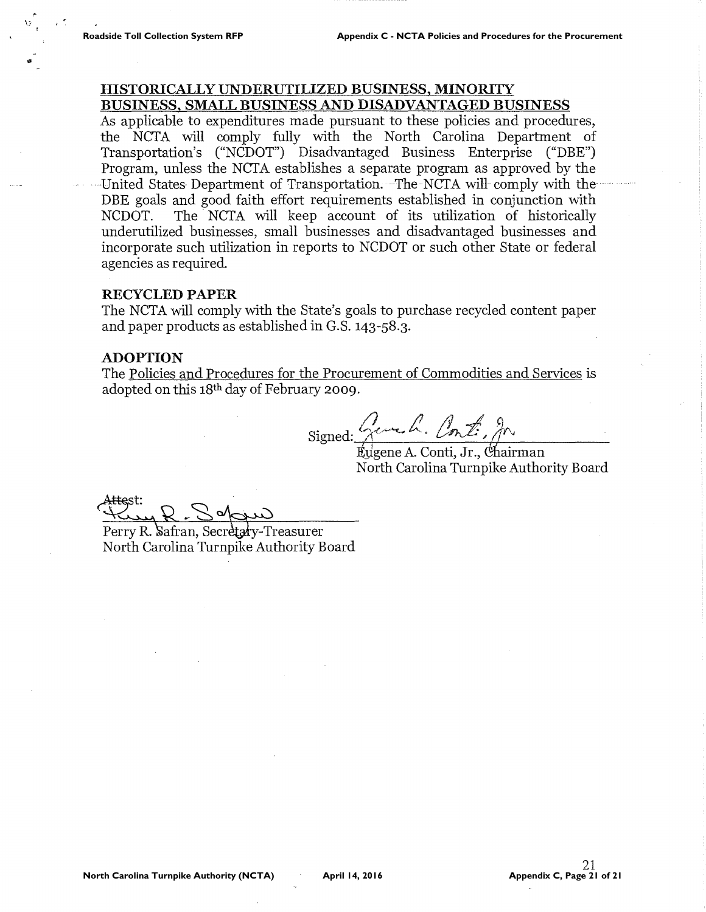## HISTORICALLY UNDERUTILIZED BUSINESS, MINORITY BUSINESS, SMALL BUSINESS AND DISADVANTAGED BUSINESS

As applicable to expenditures made pursuant to these policies and procedures, the NCTA will comply fully with the North Carolina Department of Transportation's ("NCDOT") Disadvantaged Business Enterprise ("DBE") Program, unless the NCTA establishes a separate program as approved by the United States Department of Transportation. The NCTA will comply with the DBE goals and good faith effort requirements established in conjunction with NCDOT. The NCTA will keep account of its utilization of historically underutilized businesses, small businesses and disadvantaged businesses and incorporate such utilization in reports to NCDOT or such other State or federal agencies as required.

## RECYCLED PAPER

The NCTA will comply with the State's goals to purchase recycled content paper and paper products as established in G.S. 143-58.3.

## ADOPTION

The Policies and Procedures for the Procurement of Commodities and Services is adopted on this 18th day of February 2009.

Signed: Gene A. Conti, Jr.

Eugene A. Conti, Jr., Chairman
North Carolina Turnpike Authority Board

Attest: Perry R. Safran

Perry R. Safran, Secretary-Treasurer
North Carolina Turnpike Authority Board